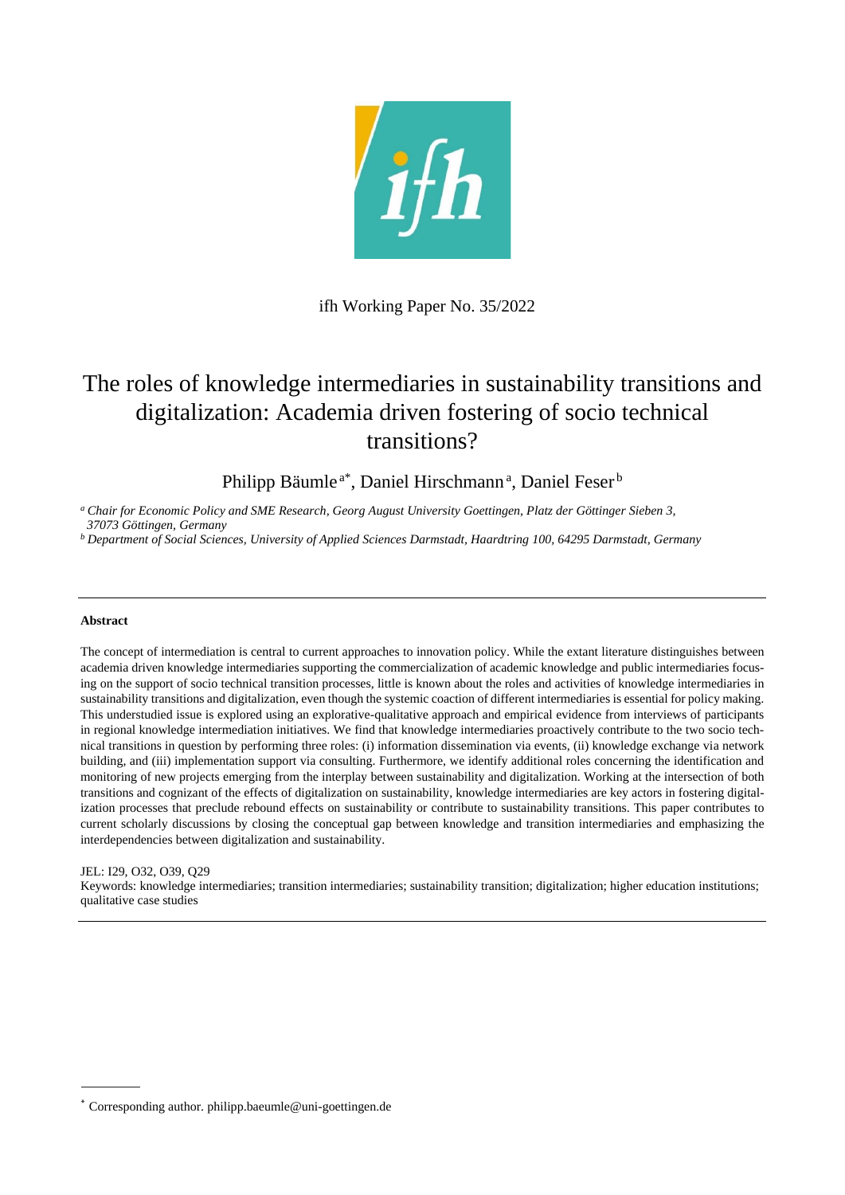ifh Working Paper No. 35/2022

# The roles of knowledge intermediaries in sustainability transitions and digitalization: Academia driven fostering of socio technical transitions?

Philipp Bäumle[a*], Daniel Hirschmann[a], Daniel Feser[b]

*[a] Chair for Economic Policy and SME Research, Georg August University Goettingen, Platz der Göttinger Sieben 3, 37073 Göttingen, Germany*

*[b] Department of Social Sciences, University of Applied Sciences Darmstadt, Haardtring 100, 64295 Darmstadt, Germany*

---

**Abstract**

The concept of intermediation is central to current approaches to innovation policy. While the extant literature distinguishes between academia driven knowledge intermediaries supporting the commercialization of academic knowledge and public intermediaries focusing on the support of socio technical transition processes, little is known about the roles and activities of knowledge intermediaries in sustainability transitions and digitalization, even though the systemic coaction of different intermediaries is essential for policy making. This understudied issue is explored using an explorative-qualitative approach and empirical evidence from interviews of participants in regional knowledge intermediation initiatives. We find that knowledge intermediaries proactively contribute to the two socio technical transitions in question by performing three roles: (i) information dissemination via events, (ii) knowledge exchange via network building, and (iii) implementation support via consulting. Furthermore, we identify additional roles concerning the identification and monitoring of new projects emerging from the interplay between sustainability and digitalization. Working at the intersection of both transitions and cognizant of the effects of digitalization on sustainability, knowledge intermediaries are key actors in fostering digitalization processes that preclude rebound effects on sustainability or contribute to sustainability transitions. This paper contributes to current scholarly discussions by closing the conceptual gap between knowledge and transition intermediaries and emphasizing the interdependencies between digitalization and sustainability.

JEL: I29, O32, O39, Q29

Keywords: knowledge intermediaries; transition intermediaries; sustainability transition; digitalization; higher education institutions; qualitative case studies

---

[*] Corresponding author. philipp.baeumle@uni-goettingen.de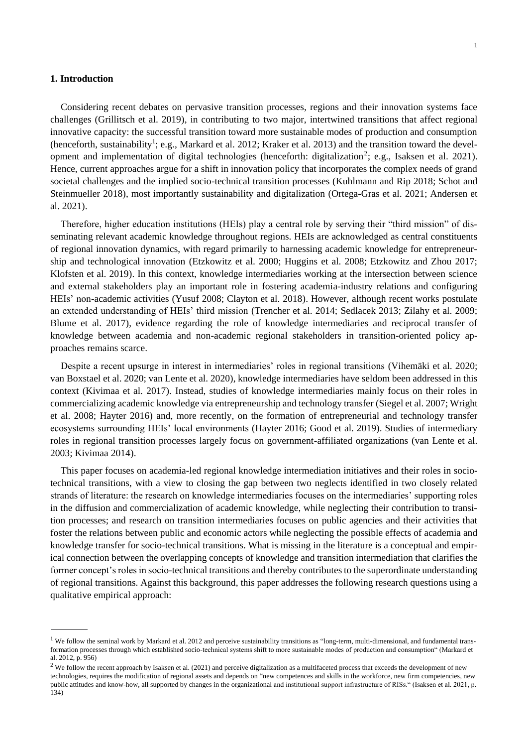## 1. Introduction

Considering recent debates on pervasive transition processes, regions and their innovation systems face challenges (Grillitsch et al. 2019), in contributing to two major, intertwined transitions that affect regional innovative capacity: the successful transition toward more sustainable modes of production and consumption (henceforth, sustainability[1]; e.g., Markard et al. 2012; Kraker et al. 2013) and the transition toward the development and implementation of digital technologies (henceforth: digitalization[2]; e.g., Isaksen et al. 2021). Hence, current approaches argue for a shift in innovation policy that incorporates the complex needs of grand societal challenges and the implied socio-technical transition processes (Kuhlmann and Rip 2018; Schot and Steinmueller 2018), most importantly sustainability and digitalization (Ortega-Gras et al. 2021; Andersen et al. 2021).

Therefore, higher education institutions (HEIs) play a central role by serving their "third mission" of disseminating relevant academic knowledge throughout regions. HEIs are acknowledged as central constituents of regional innovation dynamics, with regard primarily to harnessing academic knowledge for entrepreneurship and technological innovation (Etzkowitz et al. 2000; Huggins et al. 2008; Etzkowitz and Zhou 2017; Klofsten et al. 2019). In this context, knowledge intermediaries working at the intersection between science and external stakeholders play an important role in fostering academia-industry relations and configuring HEIs' non-academic activities (Yusuf 2008; Clayton et al. 2018). However, although recent works postulate an extended understanding of HEIs' third mission (Trencher et al. 2014; Sedlacek 2013; Zilahy et al. 2009; Blume et al. 2017), evidence regarding the role of knowledge intermediaries and reciprocal transfer of knowledge between academia and non-academic regional stakeholders in transition-oriented policy approaches remains scarce.

Despite a recent upsurge in interest in intermediaries' roles in regional transitions (Vihemäki et al. 2020; van Boxstael et al. 2020; van Lente et al. 2020), knowledge intermediaries have seldom been addressed in this context (Kivimaa et al. 2017). Instead, studies of knowledge intermediaries mainly focus on their roles in commercializing academic knowledge via entrepreneurship and technology transfer (Siegel et al. 2007; Wright et al. 2008; Hayter 2016) and, more recently, on the formation of entrepreneurial and technology transfer ecosystems surrounding HEIs' local environments (Hayter 2016; Good et al. 2019). Studies of intermediary roles in regional transition processes largely focus on government-affiliated organizations (van Lente et al. 2003; Kivimaa 2014).

This paper focuses on academia-led regional knowledge intermediation initiatives and their roles in socio-technical transitions, with a view to closing the gap between two neglects identified in two closely related strands of literature: the research on knowledge intermediaries focuses on the intermediaries' supporting roles in the diffusion and commercialization of academic knowledge, while neglecting their contribution to transition processes; and research on transition intermediaries focuses on public agencies and their activities that foster the relations between public and economic actors while neglecting the possible effects of academia and knowledge transfer for socio-technical transitions. What is missing in the literature is a conceptual and empirical connection between the overlapping concepts of knowledge and transition intermediation that clarifies the former concept's roles in socio-technical transitions and thereby contributes to the superordinate understanding of regional transitions. Against this background, this paper addresses the following research questions using a qualitative empirical approach:

---

[1] We follow the seminal work by Markard et al. 2012 and perceive sustainability transitions as "long-term, multi-dimensional, and fundamental transformation processes through which established socio-technical systems shift to more sustainable modes of production and consumption" (Markard et al. 2012, p. 956)

[2] We follow the recent approach by Isaksen et al. (2021) and perceive digitalization as a multifaceted process that exceeds the development of new technologies, requires the modification of regional assets and depends on "new competences and skills in the workforce, new firm competencies, new public attitudes and know-how, all supported by changes in the organizational and institutional support infrastructure of RISs." (Isaksen et al. 2021, p. 134)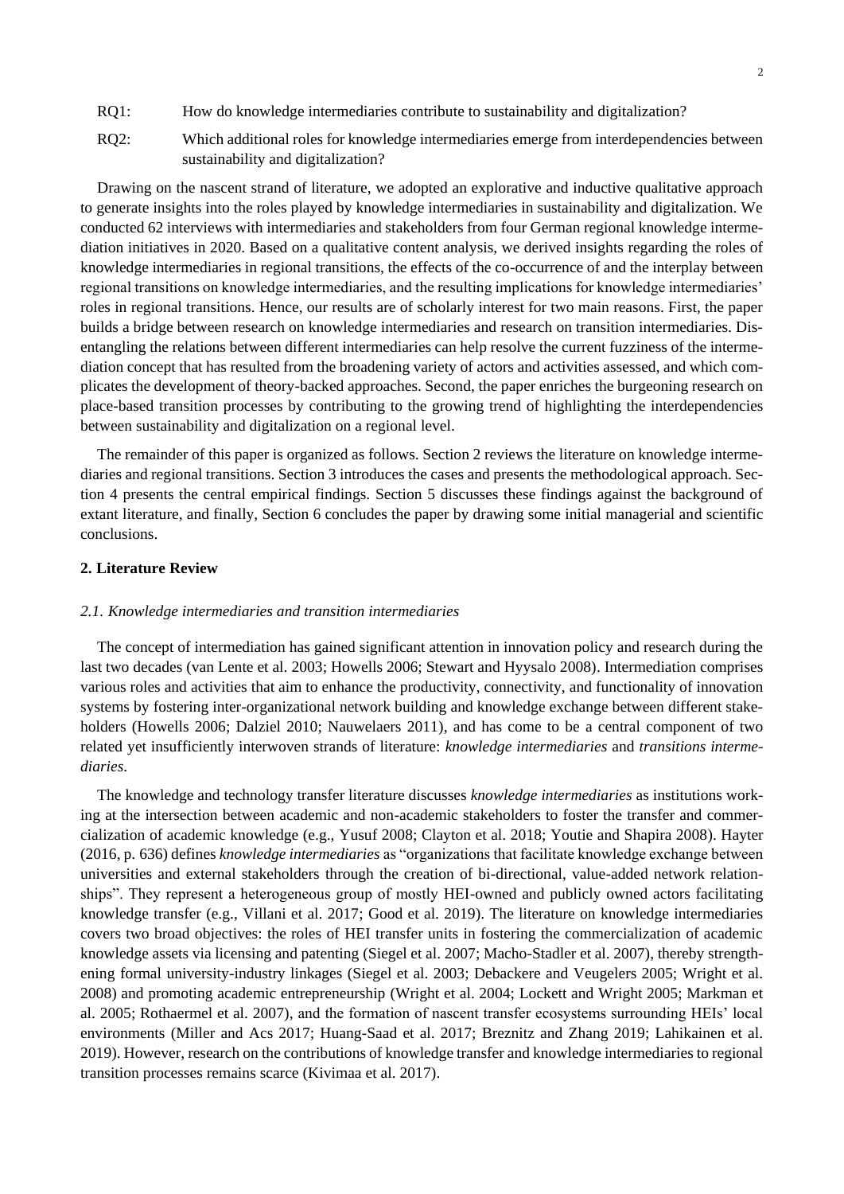RQ1: How do knowledge intermediaries contribute to sustainability and digitalization?

RQ2: Which additional roles for knowledge intermediaries emerge from interdependencies between sustainability and digitalization?

Drawing on the nascent strand of literature, we adopted an explorative and inductive qualitative approach to generate insights into the roles played by knowledge intermediaries in sustainability and digitalization. We conducted 62 interviews with intermediaries and stakeholders from four German regional knowledge intermediation initiatives in 2020. Based on a qualitative content analysis, we derived insights regarding the roles of knowledge intermediaries in regional transitions, the effects of the co-occurrence of and the interplay between regional transitions on knowledge intermediaries, and the resulting implications for knowledge intermediaries' roles in regional transitions. Hence, our results are of scholarly interest for two main reasons. First, the paper builds a bridge between research on knowledge intermediaries and research on transition intermediaries. Disentangling the relations between different intermediaries can help resolve the current fuzziness of the intermediation concept that has resulted from the broadening variety of actors and activities assessed, and which complicates the development of theory-backed approaches. Second, the paper enriches the burgeoning research on place-based transition processes by contributing to the growing trend of highlighting the interdependencies between sustainability and digitalization on a regional level.

The remainder of this paper is organized as follows. Section 2 reviews the literature on knowledge intermediaries and regional transitions. Section 3 introduces the cases and presents the methodological approach. Section 4 presents the central empirical findings. Section 5 discusses these findings against the background of extant literature, and finally, Section 6 concludes the paper by drawing some initial managerial and scientific conclusions.

## 2. Literature Review

### *2.1. Knowledge intermediaries and transition intermediaries*

The concept of intermediation has gained significant attention in innovation policy and research during the last two decades (van Lente et al. 2003; Howells 2006; Stewart and Hyysalo 2008). Intermediation comprises various roles and activities that aim to enhance the productivity, connectivity, and functionality of innovation systems by fostering inter-organizational network building and knowledge exchange between different stakeholders (Howells 2006; Dalziel 2010; Nauwelaers 2011), and has come to be a central component of two related yet insufficiently interwoven strands of literature: *knowledge intermediaries* and *transitions intermediaries*.

The knowledge and technology transfer literature discusses *knowledge intermediaries* as institutions working at the intersection between academic and non-academic stakeholders to foster the transfer and commercialization of academic knowledge (e.g., Yusuf 2008; Clayton et al. 2018; Youtie and Shapira 2008). Hayter (2016, p. 636) defines *knowledge intermediaries* as "organizations that facilitate knowledge exchange between universities and external stakeholders through the creation of bi-directional, value-added network relationships". They represent a heterogeneous group of mostly HEI-owned and publicly owned actors facilitating knowledge transfer (e.g., Villani et al. 2017; Good et al. 2019). The literature on knowledge intermediaries covers two broad objectives: the roles of HEI transfer units in fostering the commercialization of academic knowledge assets via licensing and patenting (Siegel et al. 2007; Macho-Stadler et al. 2007), thereby strengthening formal university-industry linkages (Siegel et al. 2003; Debackere and Veugelers 2005; Wright et al. 2008) and promoting academic entrepreneurship (Wright et al. 2004; Lockett and Wright 2005; Markman et al. 2005; Rothaermel et al. 2007), and the formation of nascent transfer ecosystems surrounding HEIs' local environments (Miller and Acs 2017; Huang-Saad et al. 2017; Breznitz and Zhang 2019; Lahikainen et al. 2019). However, research on the contributions of knowledge transfer and knowledge intermediaries to regional transition processes remains scarce (Kivimaa et al. 2017).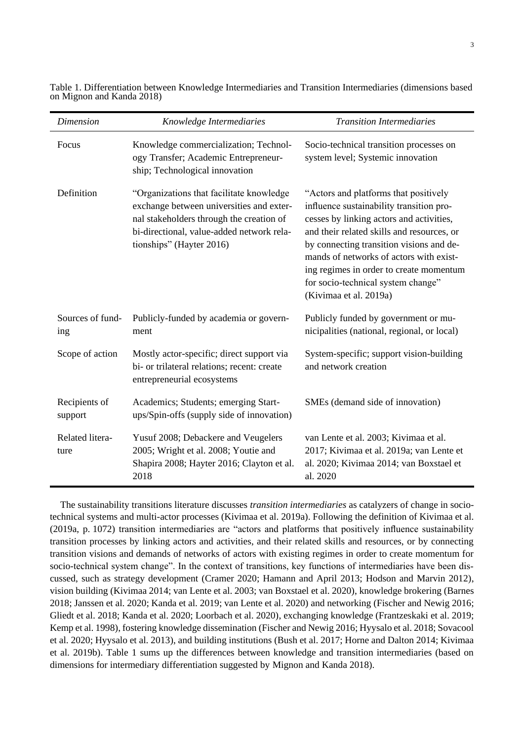Table 1. Differentiation between Knowledge Intermediaries and Transition Intermediaries (dimensions based on Mignon and Kanda 2018)

| *Dimension* | *Knowledge Intermediaries* | *Transition Intermediaries* |
|---|---|---|
| Focus | Knowledge commercialization; Technology Transfer; Academic Entrepreneurship; Technological innovation | Socio-technical transition processes on system level; Systemic innovation |
| Definition | "Organizations that facilitate knowledge exchange between universities and external stakeholders through the creation of bi-directional, value-added network relationships" (Hayter 2016) | "Actors and platforms that positively influence sustainability transition processes by linking actors and activities, and their related skills and resources, or by connecting transition visions and demands of networks of actors with existing regimes in order to create momentum for socio-technical system change" (Kivimaa et al. 2019a) |
| Sources of funding | Publicly-funded by academia or government | Publicly funded by government or municipalities (national, regional, or local) |
| Scope of action | Mostly actor-specific; direct support via bi- or trilateral relations; recent: create entrepreneurial ecosystems | System-specific; support vision-building and network creation |
| Recipients of support | Academics; Students; emerging Start-ups/Spin-offs (supply side of innovation) | SMEs (demand side of innovation) |
| Related literature | Yusuf 2008; Debackere and Veugelers 2005; Wright et al. 2008; Youtie and Shapira 2008; Hayter 2016; Clayton et al. 2018 | van Lente et al. 2003; Kivimaa et al. 2017; Kivimaa et al. 2019a; van Lente et al. 2020; Kivimaa 2014; van Boxstael et al. 2020 |

The sustainability transitions literature discusses *transition intermediaries* as catalyzers of change in socio-technical systems and multi-actor processes (Kivimaa et al. 2019a). Following the definition of Kivimaa et al. (2019a, p. 1072) transition intermediaries are "actors and platforms that positively influence sustainability transition processes by linking actors and activities, and their related skills and resources, or by connecting transition visions and demands of networks of actors with existing regimes in order to create momentum for socio-technical system change". In the context of transitions, key functions of intermediaries have been discussed, such as strategy development (Cramer 2020; Hamann and April 2013; Hodson and Marvin 2012), vision building (Kivimaa 2014; van Lente et al. 2003; van Boxstael et al. 2020), knowledge brokering (Barnes 2018; Janssen et al. 2020; Kanda et al. 2019; van Lente et al. 2020) and networking (Fischer and Newig 2016; Gliedt et al. 2018; Kanda et al. 2020; Loorbach et al. 2020), exchanging knowledge (Frantzeskaki et al. 2019; Kemp et al. 1998), fostering knowledge dissemination (Fischer and Newig 2016; Hyysalo et al. 2018; Sovacool et al. 2020; Hyysalo et al. 2013), and building institutions (Bush et al. 2017; Horne and Dalton 2014; Kivimaa et al. 2019b). Table 1 sums up the differences between knowledge and transition intermediaries (based on dimensions for intermediary differentiation suggested by Mignon and Kanda 2018).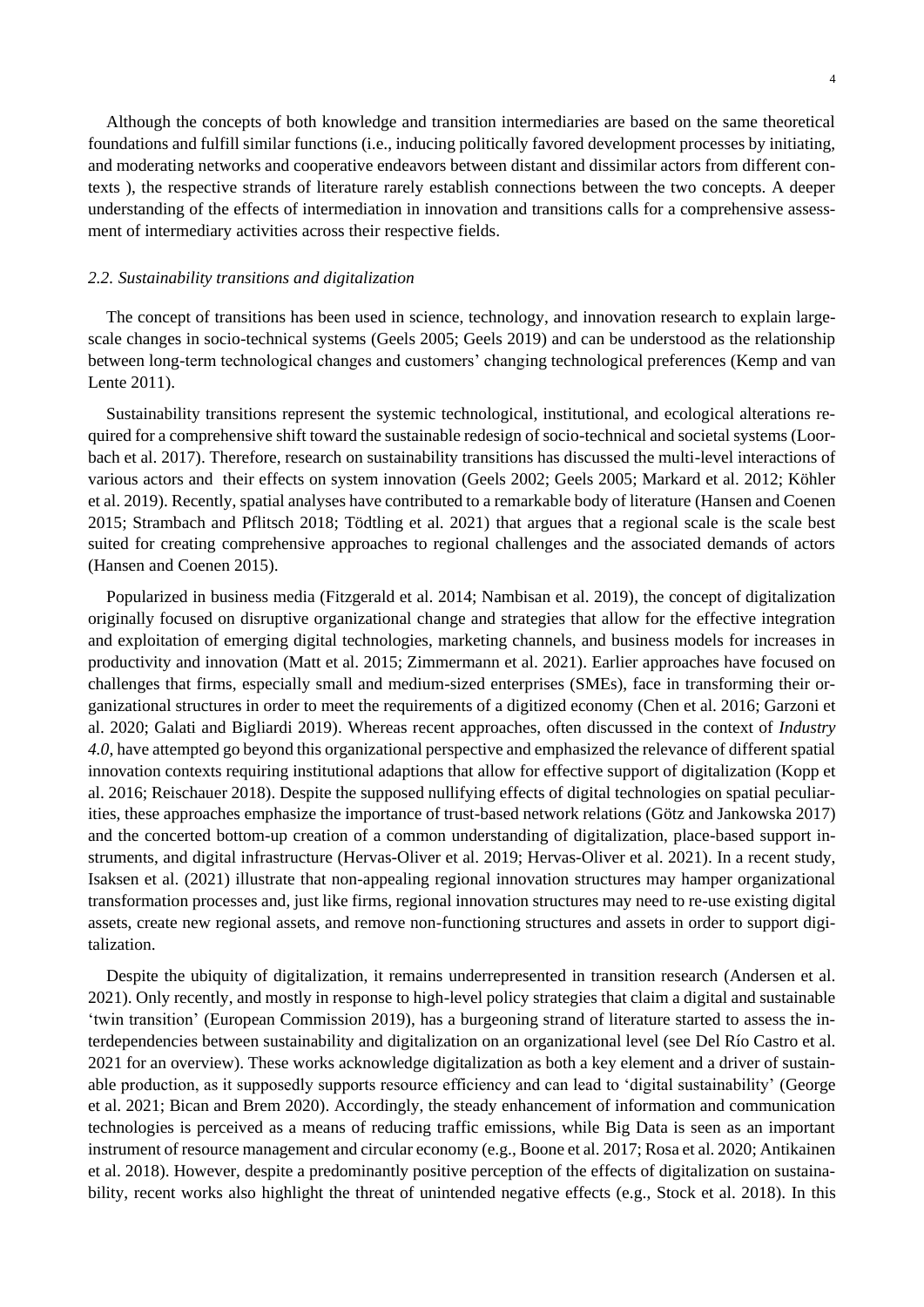Although the concepts of both knowledge and transition intermediaries are based on the same theoretical foundations and fulfill similar functions (i.e., inducing politically favored development processes by initiating, and moderating networks and cooperative endeavors between distant and dissimilar actors from different contexts ), the respective strands of literature rarely establish connections between the two concepts. A deeper understanding of the effects of intermediation in innovation and transitions calls for a comprehensive assessment of intermediary activities across their respective fields.

### *2.2. Sustainability transitions and digitalization*

The concept of transitions has been used in science, technology, and innovation research to explain large-scale changes in socio-technical systems (Geels 2005; Geels 2019) and can be understood as the relationship between long-term technological changes and customers' changing technological preferences (Kemp and van Lente 2011).

Sustainability transitions represent the systemic technological, institutional, and ecological alterations required for a comprehensive shift toward the sustainable redesign of socio-technical and societal systems (Loorbach et al. 2017). Therefore, research on sustainability transitions has discussed the multi-level interactions of various actors and their effects on system innovation (Geels 2002; Geels 2005; Markard et al. 2012; Köhler et al. 2019). Recently, spatial analyses have contributed to a remarkable body of literature (Hansen and Coenen 2015; Strambach and Pflitsch 2018; Tödtling et al. 2021) that argues that a regional scale is the scale best suited for creating comprehensive approaches to regional challenges and the associated demands of actors (Hansen and Coenen 2015).

Popularized in business media (Fitzgerald et al. 2014; Nambisan et al. 2019), the concept of digitalization originally focused on disruptive organizational change and strategies that allow for the effective integration and exploitation of emerging digital technologies, marketing channels, and business models for increases in productivity and innovation (Matt et al. 2015; Zimmermann et al. 2021). Earlier approaches have focused on challenges that firms, especially small and medium-sized enterprises (SMEs), face in transforming their organizational structures in order to meet the requirements of a digitized economy (Chen et al. 2016; Garzoni et al. 2020; Galati and Bigliardi 2019). Whereas recent approaches, often discussed in the context of *Industry 4.0*, have attempted go beyond this organizational perspective and emphasized the relevance of different spatial innovation contexts requiring institutional adaptions that allow for effective support of digitalization (Kopp et al. 2016; Reischauer 2018). Despite the supposed nullifying effects of digital technologies on spatial peculiarities, these approaches emphasize the importance of trust-based network relations (Götz and Jankowska 2017) and the concerted bottom-up creation of a common understanding of digitalization, place-based support instruments, and digital infrastructure (Hervas-Oliver et al. 2019; Hervas-Oliver et al. 2021). In a recent study, Isaksen et al. (2021) illustrate that non-appealing regional innovation structures may hamper organizational transformation processes and, just like firms, regional innovation structures may need to re-use existing digital assets, create new regional assets, and remove non-functioning structures and assets in order to support digitalization.

Despite the ubiquity of digitalization, it remains underrepresented in transition research (Andersen et al. 2021). Only recently, and mostly in response to high-level policy strategies that claim a digital and sustainable 'twin transition' (European Commission 2019), has a burgeoning strand of literature started to assess the interdependencies between sustainability and digitalization on an organizational level (see Del Río Castro et al. 2021 for an overview). These works acknowledge digitalization as both a key element and a driver of sustainable production, as it supposedly supports resource efficiency and can lead to 'digital sustainability' (George et al. 2021; Bican and Brem 2020). Accordingly, the steady enhancement of information and communication technologies is perceived as a means of reducing traffic emissions, while Big Data is seen as an important instrument of resource management and circular economy (e.g., Boone et al. 2017; Rosa et al. 2020; Antikainen et al. 2018). However, despite a predominantly positive perception of the effects of digitalization on sustainability, recent works also highlight the threat of unintended negative effects (e.g., Stock et al. 2018). In this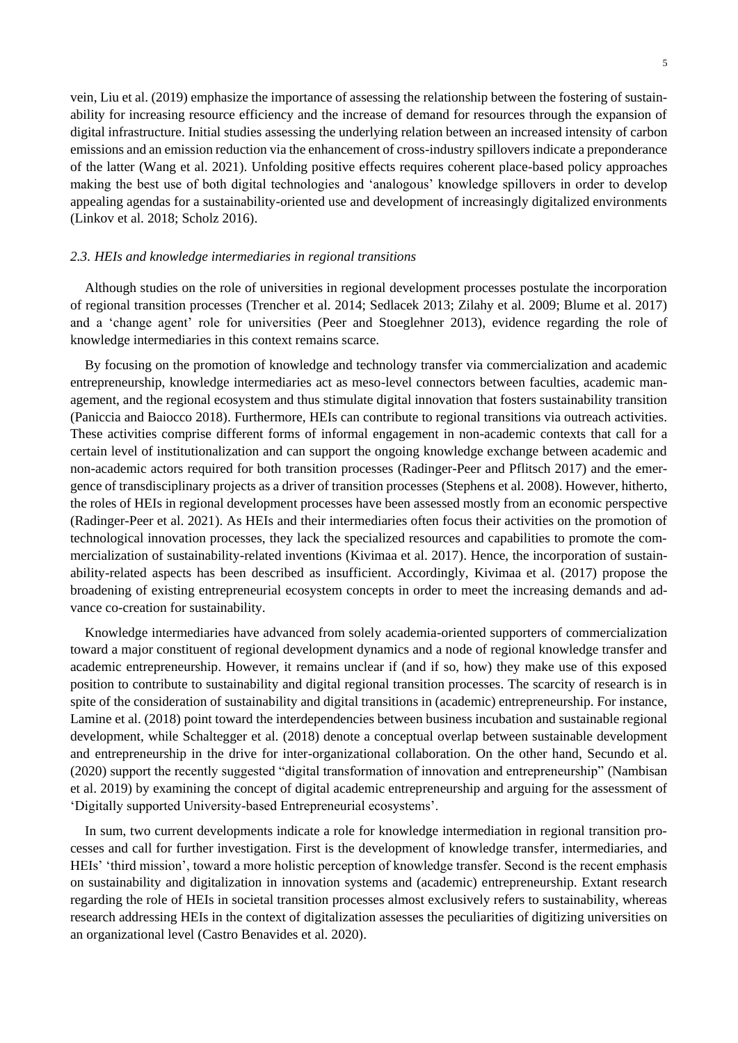vein, Liu et al. (2019) emphasize the importance of assessing the relationship between the fostering of sustainability for increasing resource efficiency and the increase of demand for resources through the expansion of digital infrastructure. Initial studies assessing the underlying relation between an increased intensity of carbon emissions and an emission reduction via the enhancement of cross-industry spillovers indicate a preponderance of the latter (Wang et al. 2021). Unfolding positive effects requires coherent place-based policy approaches making the best use of both digital technologies and 'analogous' knowledge spillovers in order to develop appealing agendas for a sustainability-oriented use and development of increasingly digitalized environments (Linkov et al. 2018; Scholz 2016).

### *2.3. HEIs and knowledge intermediaries in regional transitions*

Although studies on the role of universities in regional development processes postulate the incorporation of regional transition processes (Trencher et al. 2014; Sedlacek 2013; Zilahy et al. 2009; Blume et al. 2017) and a 'change agent' role for universities (Peer and Stoeglehner 2013), evidence regarding the role of knowledge intermediaries in this context remains scarce.

By focusing on the promotion of knowledge and technology transfer via commercialization and academic entrepreneurship, knowledge intermediaries act as meso-level connectors between faculties, academic management, and the regional ecosystem and thus stimulate digital innovation that fosters sustainability transition (Paniccia and Baiocco 2018). Furthermore, HEIs can contribute to regional transitions via outreach activities. These activities comprise different forms of informal engagement in non-academic contexts that call for a certain level of institutionalization and can support the ongoing knowledge exchange between academic and non-academic actors required for both transition processes (Radinger-Peer and Pflitsch 2017) and the emergence of transdisciplinary projects as a driver of transition processes (Stephens et al. 2008). However, hitherto, the roles of HEIs in regional development processes have been assessed mostly from an economic perspective (Radinger-Peer et al. 2021). As HEIs and their intermediaries often focus their activities on the promotion of technological innovation processes, they lack the specialized resources and capabilities to promote the commercialization of sustainability-related inventions (Kivimaa et al. 2017). Hence, the incorporation of sustainability-related aspects has been described as insufficient. Accordingly, Kivimaa et al. (2017) propose the broadening of existing entrepreneurial ecosystem concepts in order to meet the increasing demands and advance co-creation for sustainability.

Knowledge intermediaries have advanced from solely academia-oriented supporters of commercialization toward a major constituent of regional development dynamics and a node of regional knowledge transfer and academic entrepreneurship. However, it remains unclear if (and if so, how) they make use of this exposed position to contribute to sustainability and digital regional transition processes. The scarcity of research is in spite of the consideration of sustainability and digital transitions in (academic) entrepreneurship. For instance, Lamine et al. (2018) point toward the interdependencies between business incubation and sustainable regional development, while Schaltegger et al. (2018) denote a conceptual overlap between sustainable development and entrepreneurship in the drive for inter-organizational collaboration. On the other hand, Secundo et al. (2020) support the recently suggested "digital transformation of innovation and entrepreneurship" (Nambisan et al. 2019) by examining the concept of digital academic entrepreneurship and arguing for the assessment of 'Digitally supported University-based Entrepreneurial ecosystems'.

In sum, two current developments indicate a role for knowledge intermediation in regional transition processes and call for further investigation. First is the development of knowledge transfer, intermediaries, and HEIs' 'third mission', toward a more holistic perception of knowledge transfer. Second is the recent emphasis on sustainability and digitalization in innovation systems and (academic) entrepreneurship. Extant research regarding the role of HEIs in societal transition processes almost exclusively refers to sustainability, whereas research addressing HEIs in the context of digitalization assesses the peculiarities of digitizing universities on an organizational level (Castro Benavides et al. 2020).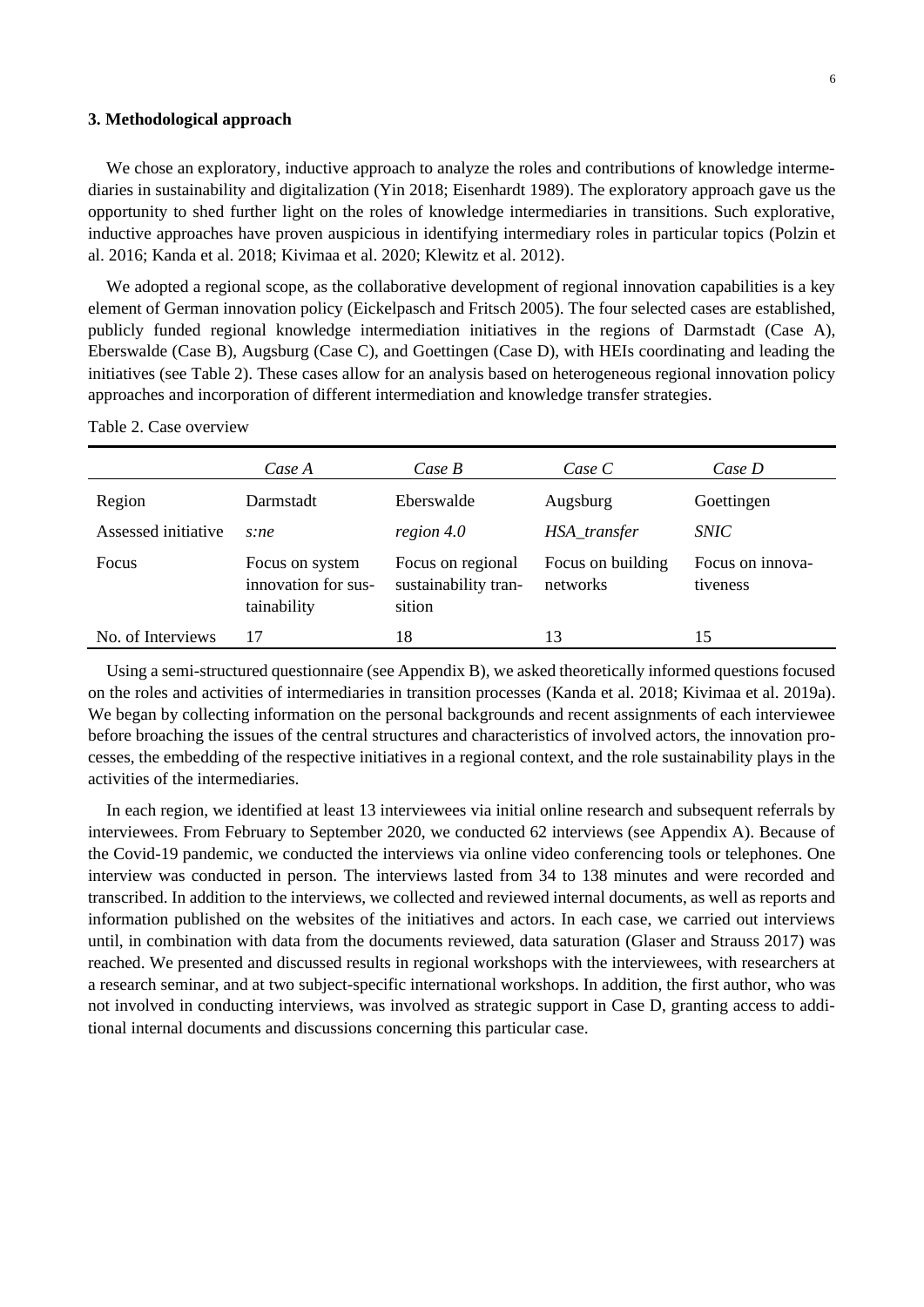### 3. Methodological approach

We chose an exploratory, inductive approach to analyze the roles and contributions of knowledge intermediaries in sustainability and digitalization (Yin 2018; Eisenhardt 1989). The exploratory approach gave us the opportunity to shed further light on the roles of knowledge intermediaries in transitions. Such explorative, inductive approaches have proven auspicious in identifying intermediary roles in particular topics (Polzin et al. 2016; Kanda et al. 2018; Kivimaa et al. 2020; Klewitz et al. 2012).

We adopted a regional scope, as the collaborative development of regional innovation capabilities is a key element of German innovation policy (Eickelpasch and Fritsch 2005). The four selected cases are established, publicly funded regional knowledge intermediation initiatives in the regions of Darmstadt (Case A), Eberswalde (Case B), Augsburg (Case C), and Goettingen (Case D), with HEIs coordinating and leading the initiatives (see Table 2). These cases allow for an analysis based on heterogeneous regional innovation policy approaches and incorporation of different intermediation and knowledge transfer strategies.

Table 2. Case overview

| | *Case A* | *Case B* | *Case C* | *Case D* |
|---|---|---|---|---|
| Region | Darmstadt | Eberswalde | Augsburg | Goettingen |
| Assessed initiative | *s:ne* | *region 4.0* | *HSA_transfer* | *SNIC* |
| Focus | Focus on system innovation for sustainability | Focus on regional sustainability transition | Focus on building networks | Focus on innovativeness |
| No. of Interviews | 17 | 18 | 13 | 15 |

Using a semi-structured questionnaire (see Appendix B), we asked theoretically informed questions focused on the roles and activities of intermediaries in transition processes (Kanda et al. 2018; Kivimaa et al. 2019a). We began by collecting information on the personal backgrounds and recent assignments of each interviewee before broaching the issues of the central structures and characteristics of involved actors, the innovation processes, the embedding of the respective initiatives in a regional context, and the role sustainability plays in the activities of the intermediaries.

In each region, we identified at least 13 interviewees via initial online research and subsequent referrals by interviewees. From February to September 2020, we conducted 62 interviews (see Appendix A). Because of the Covid-19 pandemic, we conducted the interviews via online video conferencing tools or telephones. One interview was conducted in person. The interviews lasted from 34 to 138 minutes and were recorded and transcribed. In addition to the interviews, we collected and reviewed internal documents, as well as reports and information published on the websites of the initiatives and actors. In each case, we carried out interviews until, in combination with data from the documents reviewed, data saturation (Glaser and Strauss 2017) was reached. We presented and discussed results in regional workshops with the interviewees, with researchers at a research seminar, and at two subject-specific international workshops. In addition, the first author, who was not involved in conducting interviews, was involved as strategic support in Case D, granting access to additional internal documents and discussions concerning this particular case.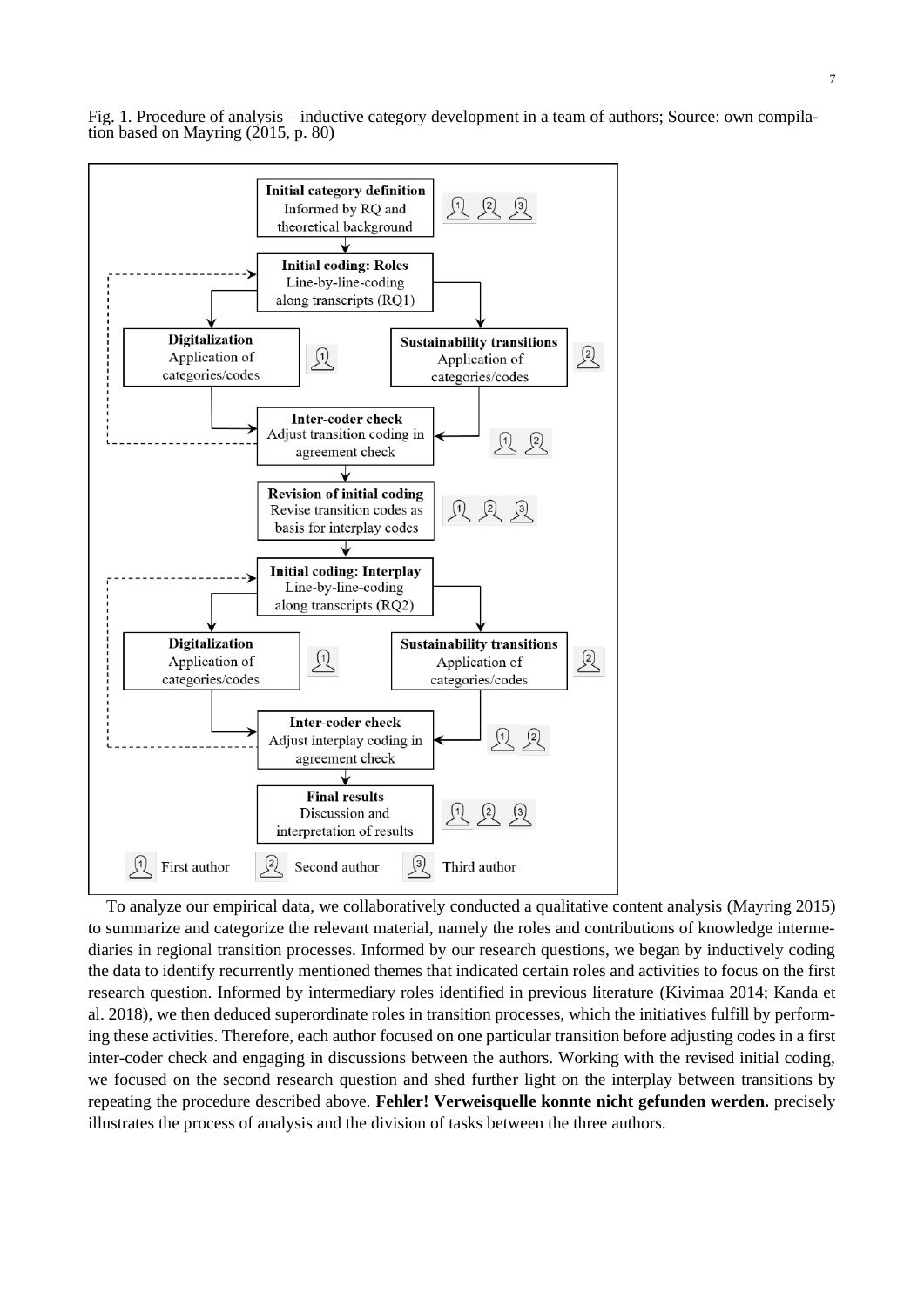Fig. 1. Procedure of analysis – inductive category development in a team of authors; Source: own compilation based on Mayring (2015, p. 80)

- **Initial category definition** – Informed by RQ and theoretical background (First, Second, Third author)
- **Initial coding: Roles** – Line-by-line-coding along transcripts (RQ1)
  - **Digitalization** – Application of categories/codes (First author)
  - **Sustainability transitions** – Application of categories/codes (Second author)
- **Inter-coder check** – Adjust transition coding in agreement check (First, Second author)
- **Revision of initial coding** – Revise transition codes as basis for interplay codes (First, Second, Third author)
- **Initial coding: Interplay** – Line-by-line-coding along transcripts (RQ2)
  - **Digitalization** – Application of categories/codes (First author)
  - **Sustainability transitions** – Application of categories/codes (Second author)
- **Inter-coder check** – Adjust interplay coding in agreement check (First, Second author)
- **Final results** – Discussion and interpretation of results (First, Second, Third author)

To analyze our empirical data, we collaboratively conducted a qualitative content analysis (Mayring 2015) to summarize and categorize the relevant material, namely the roles and contributions of knowledge intermediaries in regional transition processes. Informed by our research questions, we began by inductively coding the data to identify recurrently mentioned themes that indicated certain roles and activities to focus on the first research question. Informed by intermediary roles identified in previous literature (Kivimaa 2014; Kanda et al. 2018), we then deduced superordinate roles in transition processes, which the initiatives fulfill by performing these activities. Therefore, each author focused on one particular transition before adjusting codes in a first inter-coder check and engaging in discussions between the authors. Working with the revised initial coding, we focused on the second research question and shed further light on the interplay between transitions by repeating the procedure described above. **Fehler! Verweisquelle konnte nicht gefunden werden.** precisely illustrates the process of analysis and the division of tasks between the three authors.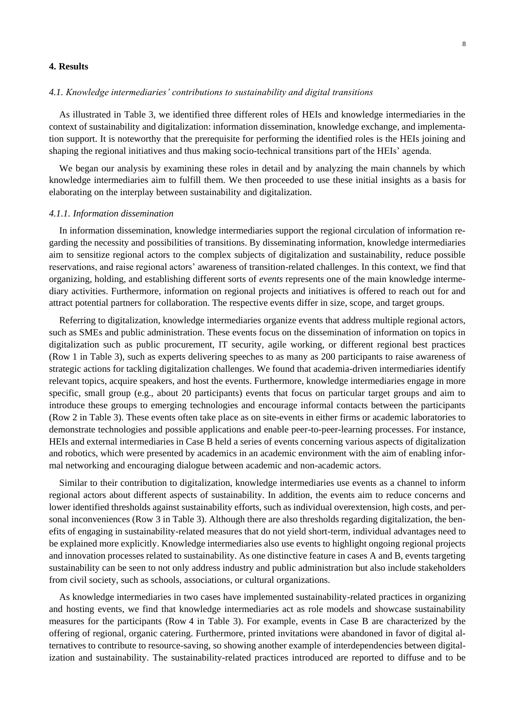## 4. Results

### *4.1. Knowledge intermediaries' contributions to sustainability and digital transitions*

As illustrated in Table 3, we identified three different roles of HEIs and knowledge intermediaries in the context of sustainability and digitalization: information dissemination, knowledge exchange, and implementation support. It is noteworthy that the prerequisite for performing the identified roles is the HEIs joining and shaping the regional initiatives and thus making socio-technical transitions part of the HEIs' agenda.

We began our analysis by examining these roles in detail and by analyzing the main channels by which knowledge intermediaries aim to fulfill them. We then proceeded to use these initial insights as a basis for elaborating on the interplay between sustainability and digitalization.

#### *4.1.1. Information dissemination*

In information dissemination, knowledge intermediaries support the regional circulation of information regarding the necessity and possibilities of transitions. By disseminating information, knowledge intermediaries aim to sensitize regional actors to the complex subjects of digitalization and sustainability, reduce possible reservations, and raise regional actors' awareness of transition-related challenges. In this context, we find that organizing, holding, and establishing different sorts of *events* represents one of the main knowledge intermediary activities. Furthermore, information on regional projects and initiatives is offered to reach out for and attract potential partners for collaboration. The respective events differ in size, scope, and target groups.

Referring to digitalization, knowledge intermediaries organize events that address multiple regional actors, such as SMEs and public administration. These events focus on the dissemination of information on topics in digitalization such as public procurement, IT security, agile working, or different regional best practices (Row 1 in Table 3), such as experts delivering speeches to as many as 200 participants to raise awareness of strategic actions for tackling digitalization challenges. We found that academia-driven intermediaries identify relevant topics, acquire speakers, and host the events. Furthermore, knowledge intermediaries engage in more specific, small group (e.g., about 20 participants) events that focus on particular target groups and aim to introduce these groups to emerging technologies and encourage informal contacts between the participants (Row 2 in Table 3). These events often take place as on site-events in either firms or academic laboratories to demonstrate technologies and possible applications and enable peer-to-peer-learning processes. For instance, HEIs and external intermediaries in Case B held a series of events concerning various aspects of digitalization and robotics, which were presented by academics in an academic environment with the aim of enabling informal networking and encouraging dialogue between academic and non-academic actors.

Similar to their contribution to digitalization, knowledge intermediaries use events as a channel to inform regional actors about different aspects of sustainability. In addition, the events aim to reduce concerns and lower identified thresholds against sustainability efforts, such as individual overextension, high costs, and personal inconveniences (Row 3 in Table 3). Although there are also thresholds regarding digitalization, the benefits of engaging in sustainability-related measures that do not yield short-term, individual advantages need to be explained more explicitly. Knowledge intermediaries also use events to highlight ongoing regional projects and innovation processes related to sustainability. As one distinctive feature in cases A and B, events targeting sustainability can be seen to not only address industry and public administration but also include stakeholders from civil society, such as schools, associations, or cultural organizations.

As knowledge intermediaries in two cases have implemented sustainability-related practices in organizing and hosting events, we find that knowledge intermediaries act as role models and showcase sustainability measures for the participants (Row 4 in Table 3). For example, events in Case B are characterized by the offering of regional, organic catering. Furthermore, printed invitations were abandoned in favor of digital alternatives to contribute to resource-saving, so showing another example of interdependencies between digitalization and sustainability. The sustainability-related practices introduced are reported to diffuse and to be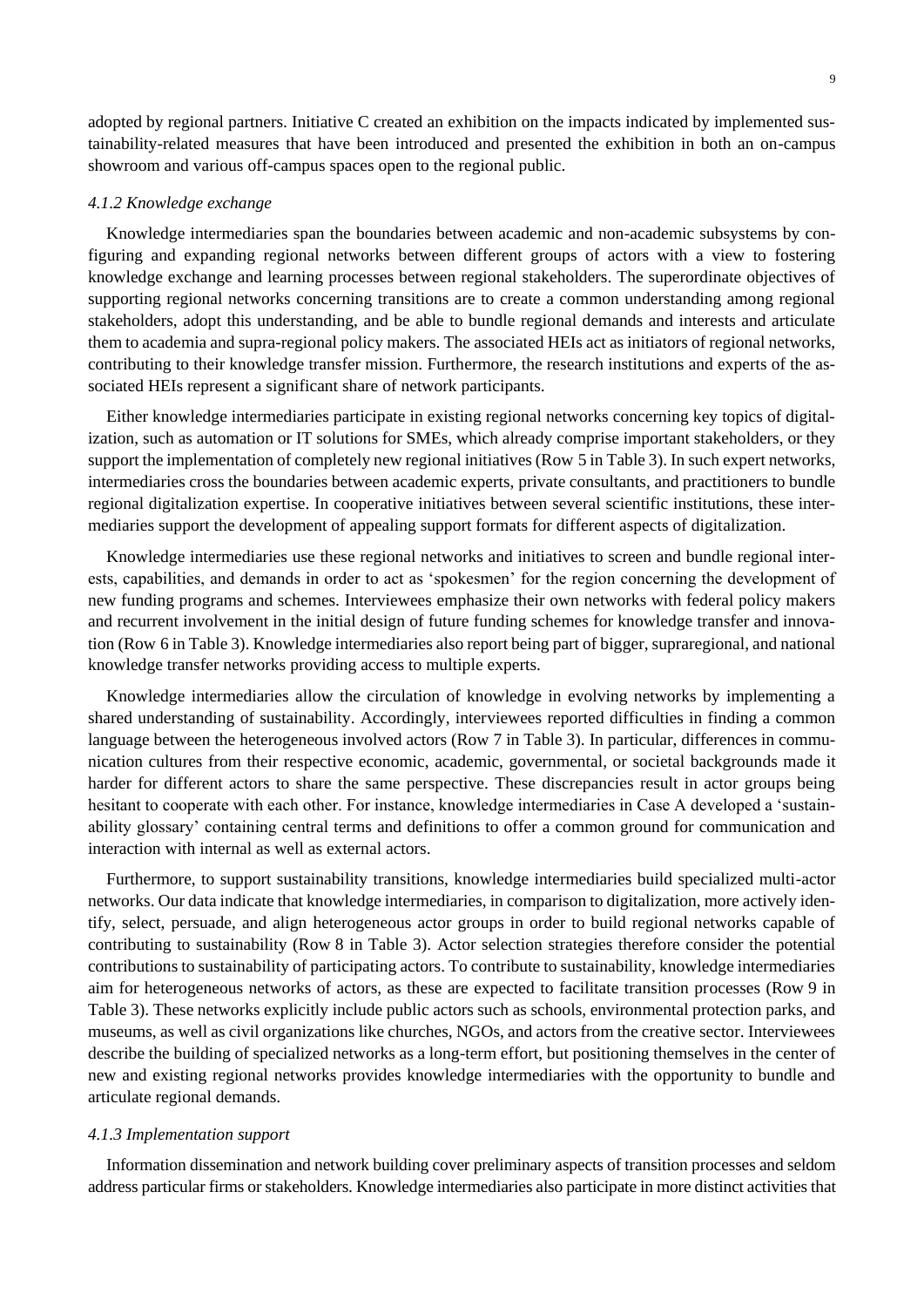adopted by regional partners. Initiative C created an exhibition on the impacts indicated by implemented sustainability-related measures that have been introduced and presented the exhibition in both an on-campus showroom and various off-campus spaces open to the regional public.

#### *4.1.2 Knowledge exchange*

Knowledge intermediaries span the boundaries between academic and non-academic subsystems by configuring and expanding regional networks between different groups of actors with a view to fostering knowledge exchange and learning processes between regional stakeholders. The superordinate objectives of supporting regional networks concerning transitions are to create a common understanding among regional stakeholders, adopt this understanding, and be able to bundle regional demands and interests and articulate them to academia and supra-regional policy makers. The associated HEIs act as initiators of regional networks, contributing to their knowledge transfer mission. Furthermore, the research institutions and experts of the associated HEIs represent a significant share of network participants.

Either knowledge intermediaries participate in existing regional networks concerning key topics of digitalization, such as automation or IT solutions for SMEs, which already comprise important stakeholders, or they support the implementation of completely new regional initiatives (Row 5 in Table 3). In such expert networks, intermediaries cross the boundaries between academic experts, private consultants, and practitioners to bundle regional digitalization expertise. In cooperative initiatives between several scientific institutions, these intermediaries support the development of appealing support formats for different aspects of digitalization.

Knowledge intermediaries use these regional networks and initiatives to screen and bundle regional interests, capabilities, and demands in order to act as 'spokesmen' for the region concerning the development of new funding programs and schemes. Interviewees emphasize their own networks with federal policy makers and recurrent involvement in the initial design of future funding schemes for knowledge transfer and innovation (Row 6 in Table 3). Knowledge intermediaries also report being part of bigger, supraregional, and national knowledge transfer networks providing access to multiple experts.

Knowledge intermediaries allow the circulation of knowledge in evolving networks by implementing a shared understanding of sustainability. Accordingly, interviewees reported difficulties in finding a common language between the heterogeneous involved actors (Row 7 in Table 3). In particular, differences in communication cultures from their respective economic, academic, governmental, or societal backgrounds made it harder for different actors to share the same perspective. These discrepancies result in actor groups being hesitant to cooperate with each other. For instance, knowledge intermediaries in Case A developed a 'sustainability glossary' containing central terms and definitions to offer a common ground for communication and interaction with internal as well as external actors.

Furthermore, to support sustainability transitions, knowledge intermediaries build specialized multi-actor networks. Our data indicate that knowledge intermediaries, in comparison to digitalization, more actively identify, select, persuade, and align heterogeneous actor groups in order to build regional networks capable of contributing to sustainability (Row 8 in Table 3). Actor selection strategies therefore consider the potential contributions to sustainability of participating actors. To contribute to sustainability, knowledge intermediaries aim for heterogeneous networks of actors, as these are expected to facilitate transition processes (Row 9 in Table 3). These networks explicitly include public actors such as schools, environmental protection parks, and museums, as well as civil organizations like churches, NGOs, and actors from the creative sector. Interviewees describe the building of specialized networks as a long-term effort, but positioning themselves in the center of new and existing regional networks provides knowledge intermediaries with the opportunity to bundle and articulate regional demands.

#### *4.1.3 Implementation support*

Information dissemination and network building cover preliminary aspects of transition processes and seldom address particular firms or stakeholders. Knowledge intermediaries also participate in more distinct activities that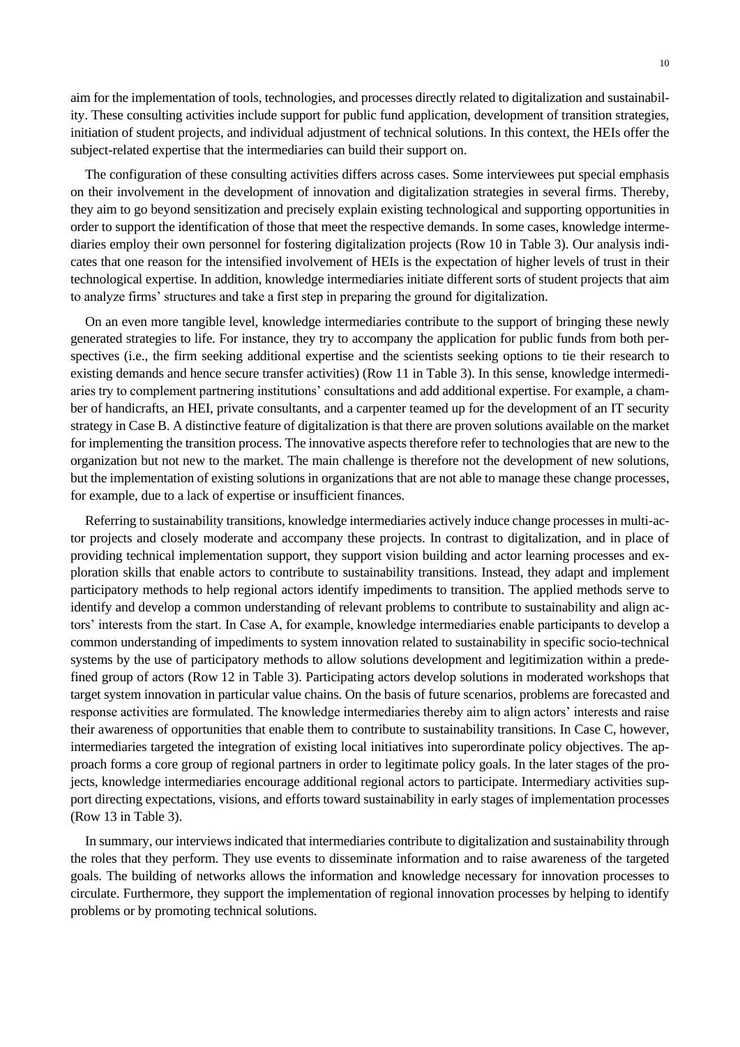aim for the implementation of tools, technologies, and processes directly related to digitalization and sustainability. These consulting activities include support for public fund application, development of transition strategies, initiation of student projects, and individual adjustment of technical solutions. In this context, the HEIs offer the subject-related expertise that the intermediaries can build their support on.

The configuration of these consulting activities differs across cases. Some interviewees put special emphasis on their involvement in the development of innovation and digitalization strategies in several firms. Thereby, they aim to go beyond sensitization and precisely explain existing technological and supporting opportunities in order to support the identification of those that meet the respective demands. In some cases, knowledge intermediaries employ their own personnel for fostering digitalization projects (Row 10 in Table 3). Our analysis indicates that one reason for the intensified involvement of HEIs is the expectation of higher levels of trust in their technological expertise. In addition, knowledge intermediaries initiate different sorts of student projects that aim to analyze firms' structures and take a first step in preparing the ground for digitalization.

On an even more tangible level, knowledge intermediaries contribute to the support of bringing these newly generated strategies to life. For instance, they try to accompany the application for public funds from both perspectives (i.e., the firm seeking additional expertise and the scientists seeking options to tie their research to existing demands and hence secure transfer activities) (Row 11 in Table 3). In this sense, knowledge intermediaries try to complement partnering institutions' consultations and add additional expertise. For example, a chamber of handicrafts, an HEI, private consultants, and a carpenter teamed up for the development of an IT security strategy in Case B. A distinctive feature of digitalization is that there are proven solutions available on the market for implementing the transition process. The innovative aspects therefore refer to technologies that are new to the organization but not new to the market. The main challenge is therefore not the development of new solutions, but the implementation of existing solutions in organizations that are not able to manage these change processes, for example, due to a lack of expertise or insufficient finances.

Referring to sustainability transitions, knowledge intermediaries actively induce change processes in multi-actor projects and closely moderate and accompany these projects. In contrast to digitalization, and in place of providing technical implementation support, they support vision building and actor learning processes and exploration skills that enable actors to contribute to sustainability transitions. Instead, they adapt and implement participatory methods to help regional actors identify impediments to transition. The applied methods serve to identify and develop a common understanding of relevant problems to contribute to sustainability and align actors' interests from the start. In Case A, for example, knowledge intermediaries enable participants to develop a common understanding of impediments to system innovation related to sustainability in specific socio-technical systems by the use of participatory methods to allow solutions development and legitimization within a predefined group of actors (Row 12 in Table 3). Participating actors develop solutions in moderated workshops that target system innovation in particular value chains. On the basis of future scenarios, problems are forecasted and response activities are formulated. The knowledge intermediaries thereby aim to align actors' interests and raise their awareness of opportunities that enable them to contribute to sustainability transitions. In Case C, however, intermediaries targeted the integration of existing local initiatives into superordinate policy objectives. The approach forms a core group of regional partners in order to legitimate policy goals. In the later stages of the projects, knowledge intermediaries encourage additional regional actors to participate. Intermediary activities support directing expectations, visions, and efforts toward sustainability in early stages of implementation processes (Row 13 in Table 3).

In summary, our interviews indicated that intermediaries contribute to digitalization and sustainability through the roles that they perform. They use events to disseminate information and to raise awareness of the targeted goals. The building of networks allows the information and knowledge necessary for innovation processes to circulate. Furthermore, they support the implementation of regional innovation processes by helping to identify problems or by promoting technical solutions.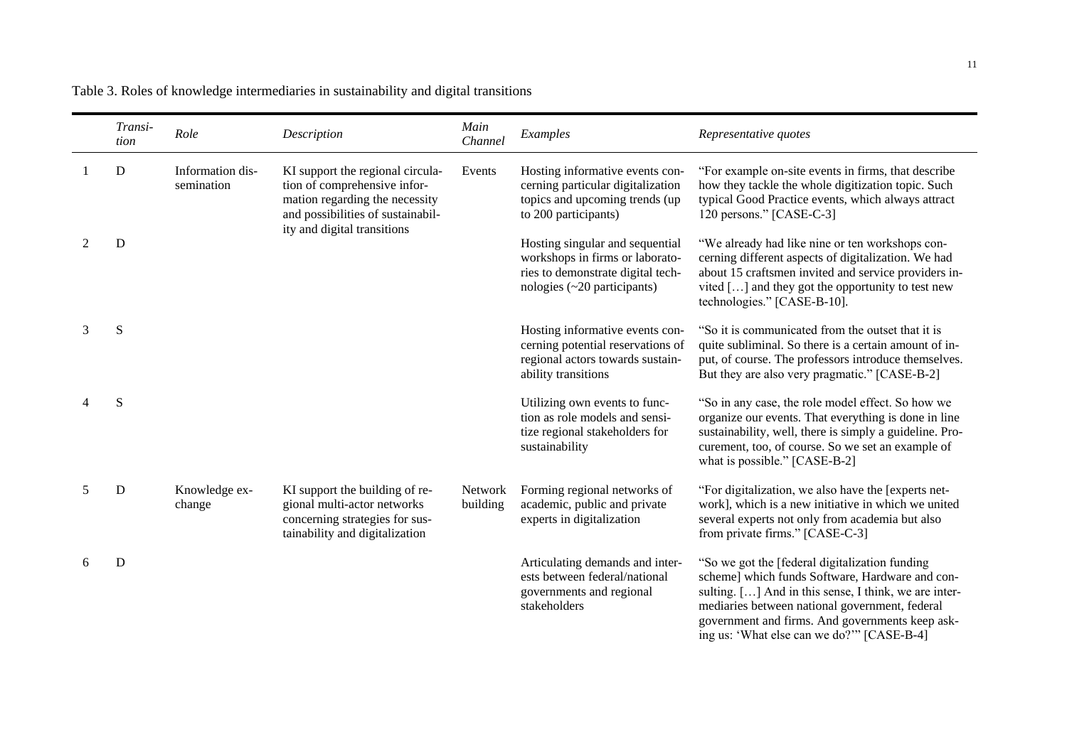Table 3. Roles of knowledge intermediaries in sustainability and digital transitions

| | *Transition* | *Role* | *Description* | *Main Channel* | *Examples* | *Representative quotes* |
|---|---|---|---|---|---|---|
| 1 | D | Information dissemination | KI support the regional circulation of comprehensive information regarding the necessity and possibilities of sustainability and digital transitions | Events | Hosting informative events concerning particular digitalization topics and upcoming trends (up to 200 participants) | "For example on-site events in firms, that describe how they tackle the whole digitization topic. Such typical Good Practice events, which always attract 120 persons." [CASE-C-3] |
| 2 | D | | | | Hosting singular and sequential workshops in firms or laboratories to demonstrate digital technologies (~20 participants) | "We already had like nine or ten workshops concerning different aspects of digitalization. We had about 15 craftsmen invited and service providers invited […] and they got the opportunity to test new technologies." [CASE-B-10]. |
| 3 | S | | | | Hosting informative events concerning potential reservations of regional actors towards sustainability transitions | "So it is communicated from the outset that it is quite subliminal. So there is a certain amount of input, of course. The professors introduce themselves. But they are also very pragmatic." [CASE-B-2] |
| 4 | S | | | | Utilizing own events to function as role models and sensitize regional stakeholders for sustainability | "So in any case, the role model effect. So how we organize our events. That everything is done in line sustainability, well, there is simply a guideline. Procurement, too, of course. So we set an example of what is possible." [CASE-B-2] |
| 5 | D | Knowledge exchange | KI support the building of regional multi-actor networks concerning strategies for sustainability and digitalization | Network building | Forming regional networks of academic, public and private experts in digitalization | "For digitalization, we also have the [experts network], which is a new initiative in which we united several experts not only from academia but also from private firms." [CASE-C-3] |
| 6 | D | | | | Articulating demands and interests between federal/national governments and regional stakeholders | "So we got the [federal digitalization funding scheme] which funds Software, Hardware and consulting. […] And in this sense, I think, we are intermediaries between national government, federal government and firms. And governments keep asking us: 'What else can we do?'" [CASE-B-4] |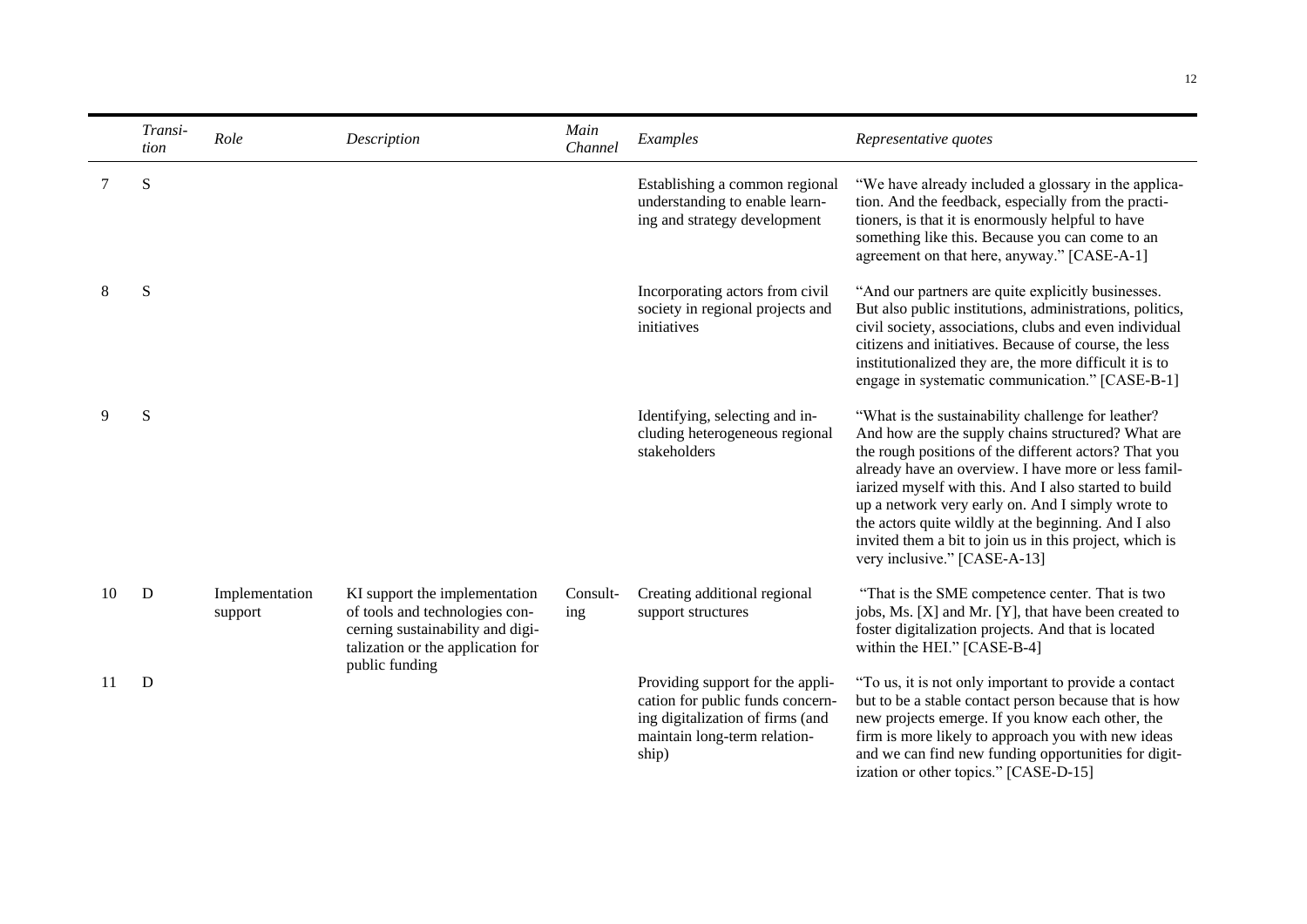| | Transi-tion | Role | Description | Main Channel | Examples | Representative quotes |
|---|---|---|---|---|---|---|
| 7 | S | | | | Establishing a common regional understanding to enable learning and strategy development | "We have already included a glossary in the application. And the feedback, especially from the practitioners, is that it is enormously helpful to have something like this. Because you can come to an agreement on that here, anyway." [CASE-A-1] |
| 8 | S | | | | Incorporating actors from civil society in regional projects and initiatives | "And our partners are quite explicitly businesses. But also public institutions, administrations, politics, civil society, associations, clubs and even individual citizens and initiatives. Because of course, the less institutionalized they are, the more difficult it is to engage in systematic communication." [CASE-B-1] |
| 9 | S | | | | Identifying, selecting and including heterogeneous regional stakeholders | "What is the sustainability challenge for leather? And how are the supply chains structured? What are the rough positions of the different actors? That you already have an overview. I have more or less familiarized myself with this. And I also started to build up a network very early on. And I simply wrote to the actors quite wildly at the beginning. And I also invited them a bit to join us in this project, which is very inclusive." [CASE-A-13] |
| 10 | D | Implementation support | KI support the implementation of tools and technologies concerning sustainability and digitalization or the application for public funding | Consulting | Creating additional regional support structures | "That is the SME competence center. That is two jobs, Ms. [X] and Mr. [Y], that have been created to foster digitalization projects. And that is located within the HEI." [CASE-B-4] |
| 11 | D | | | | Providing support for the application for public funds concerning digitalization of firms (and maintain long-term relationship) | "To us, it is not only important to provide a contact but to be a stable contact person because that is how new projects emerge. If you know each other, the firm is more likely to approach you with new ideas and we can find new funding opportunities for digitization or other topics." [CASE-D-15] |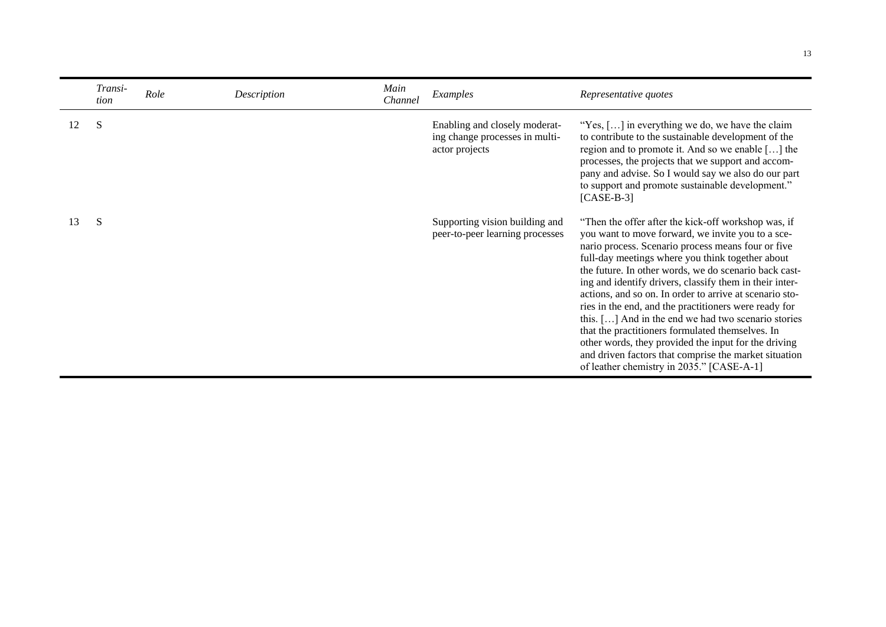| | *Transi-tion* | *Role* | *Description* | *Main Channel* | *Examples* | *Representative quotes* |
|---|---|---|---|---|---|---|
| 12 | S | | | | Enabling and closely moderating change processes in multi-actor projects | "Yes, […] in everything we do, we have the claim to contribute to the sustainable development of the region and to promote it. And so we enable […] the processes, the projects that we support and accompany and advise. So I would say we also do our part to support and promote sustainable development." [CASE-B-3] |
| 13 | S | | | | Supporting vision building and peer-to-peer learning processes | "Then the offer after the kick-off workshop was, if you want to move forward, we invite you to a scenario process. Scenario process means four or five full-day meetings where you think together about the future. In other words, we do scenario back casting and identify drivers, classify them in their interactions, and so on. In order to arrive at scenario stories in the end, and the practitioners were ready for this. […] And in the end we had two scenario stories that the practitioners formulated themselves. In other words, they provided the input for the driving and driven factors that comprise the market situation of leather chemistry in 2035." [CASE-A-1] |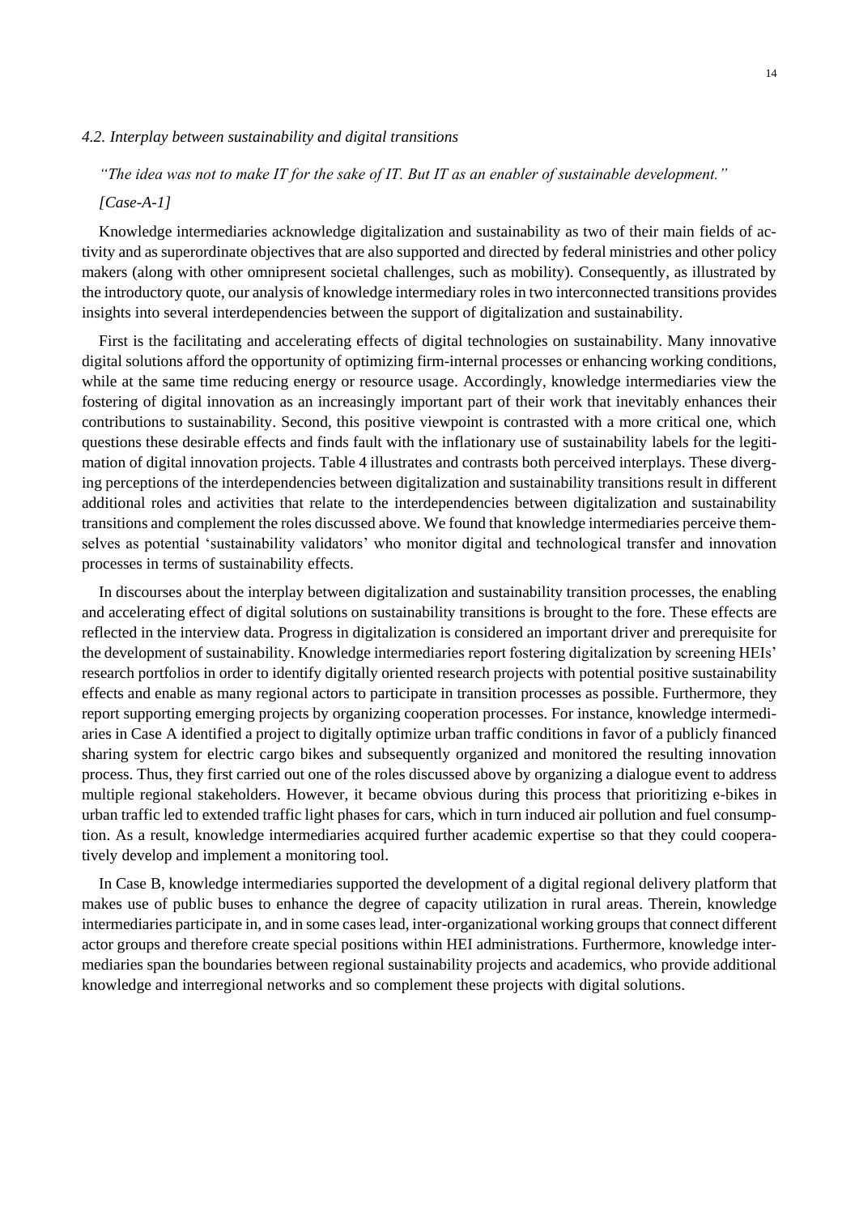### *4.2. Interplay between sustainability and digital transitions*

*"The idea was not to make IT for the sake of IT. But IT as an enabler of sustainable development."*

*[Case-A-1]*

Knowledge intermediaries acknowledge digitalization and sustainability as two of their main fields of activity and as superordinate objectives that are also supported and directed by federal ministries and other policy makers (along with other omnipresent societal challenges, such as mobility). Consequently, as illustrated by the introductory quote, our analysis of knowledge intermediary roles in two interconnected transitions provides insights into several interdependencies between the support of digitalization and sustainability.

First is the facilitating and accelerating effects of digital technologies on sustainability. Many innovative digital solutions afford the opportunity of optimizing firm-internal processes or enhancing working conditions, while at the same time reducing energy or resource usage. Accordingly, knowledge intermediaries view the fostering of digital innovation as an increasingly important part of their work that inevitably enhances their contributions to sustainability. Second, this positive viewpoint is contrasted with a more critical one, which questions these desirable effects and finds fault with the inflationary use of sustainability labels for the legitimation of digital innovation projects. Table 4 illustrates and contrasts both perceived interplays. These diverging perceptions of the interdependencies between digitalization and sustainability transitions result in different additional roles and activities that relate to the interdependencies between digitalization and sustainability transitions and complement the roles discussed above. We found that knowledge intermediaries perceive themselves as potential 'sustainability validators' who monitor digital and technological transfer and innovation processes in terms of sustainability effects.

In discourses about the interplay between digitalization and sustainability transition processes, the enabling and accelerating effect of digital solutions on sustainability transitions is brought to the fore. These effects are reflected in the interview data. Progress in digitalization is considered an important driver and prerequisite for the development of sustainability. Knowledge intermediaries report fostering digitalization by screening HEIs' research portfolios in order to identify digitally oriented research projects with potential positive sustainability effects and enable as many regional actors to participate in transition processes as possible. Furthermore, they report supporting emerging projects by organizing cooperation processes. For instance, knowledge intermediaries in Case A identified a project to digitally optimize urban traffic conditions in favor of a publicly financed sharing system for electric cargo bikes and subsequently organized and monitored the resulting innovation process. Thus, they first carried out one of the roles discussed above by organizing a dialogue event to address multiple regional stakeholders. However, it became obvious during this process that prioritizing e-bikes in urban traffic led to extended traffic light phases for cars, which in turn induced air pollution and fuel consumption. As a result, knowledge intermediaries acquired further academic expertise so that they could cooperatively develop and implement a monitoring tool.

In Case B, knowledge intermediaries supported the development of a digital regional delivery platform that makes use of public buses to enhance the degree of capacity utilization in rural areas. Therein, knowledge intermediaries participate in, and in some cases lead, inter-organizational working groups that connect different actor groups and therefore create special positions within HEI administrations. Furthermore, knowledge intermediaries span the boundaries between regional sustainability projects and academics, who provide additional knowledge and interregional networks and so complement these projects with digital solutions.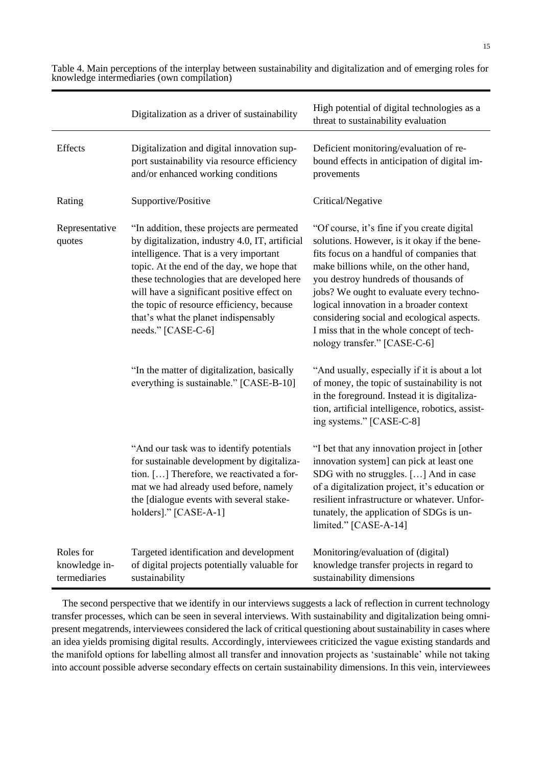Table 4. Main perceptions of the interplay between sustainability and digitalization and of emerging roles for knowledge intermediaries (own compilation)

| | Digitalization as a driver of sustainability | High potential of digital technologies as a threat to sustainability evaluation |
|---|---|---|
| Effects | Digitalization and digital innovation support sustainability via resource efficiency and/or enhanced working conditions | Deficient monitoring/evaluation of rebound effects in anticipation of digital improvements |
| Rating | Supportive/Positive | Critical/Negative |
| Representative quotes | "In addition, these projects are permeated by digitalization, industry 4.0, IT, artificial intelligence. That is a very important topic. At the end of the day, we hope that these technologies that are developed here will have a significant positive effect on the topic of resource efficiency, because that's what the planet indispensably needs." [CASE-C-6] | "Of course, it's fine if you create digital solutions. However, is it okay if the benefits focus on a handful of companies that make billions while, on the other hand, you destroy hundreds of thousands of jobs? We ought to evaluate every technological innovation in a broader context considering social and ecological aspects. I miss that in the whole concept of technology transfer." [CASE-C-6] |
| | "In the matter of digitalization, basically everything is sustainable." [CASE-B-10] | "And usually, especially if it is about a lot of money, the topic of sustainability is not in the foreground. Instead it is digitalization, artificial intelligence, robotics, assisting systems." [CASE-C-8] |
| | "And our task was to identify potentials for sustainable development by digitalization. […] Therefore, we reactivated a format we had already used before, namely the [dialogue events with several stakeholders]." [CASE-A-1] | "I bet that any innovation project in [other innovation system] can pick at least one SDG with no struggles. […] And in case of a digitalization project, it's education or resilient infrastructure or whatever. Unfortunately, the application of SDGs is unlimited." [CASE-A-14] |
| Roles for knowledge intermediaries | Targeted identification and development of digital projects potentially valuable for sustainability | Monitoring/evaluation of (digital) knowledge transfer projects in regard to sustainability dimensions |

The second perspective that we identify in our interviews suggests a lack of reflection in current technology transfer processes, which can be seen in several interviews. With sustainability and digitalization being omnipresent megatrends, interviewees considered the lack of critical questioning about sustainability in cases where an idea yields promising digital results. Accordingly, interviewees criticized the vague existing standards and the manifold options for labelling almost all transfer and innovation projects as 'sustainable' while not taking into account possible adverse secondary effects on certain sustainability dimensions. In this vein, interviewees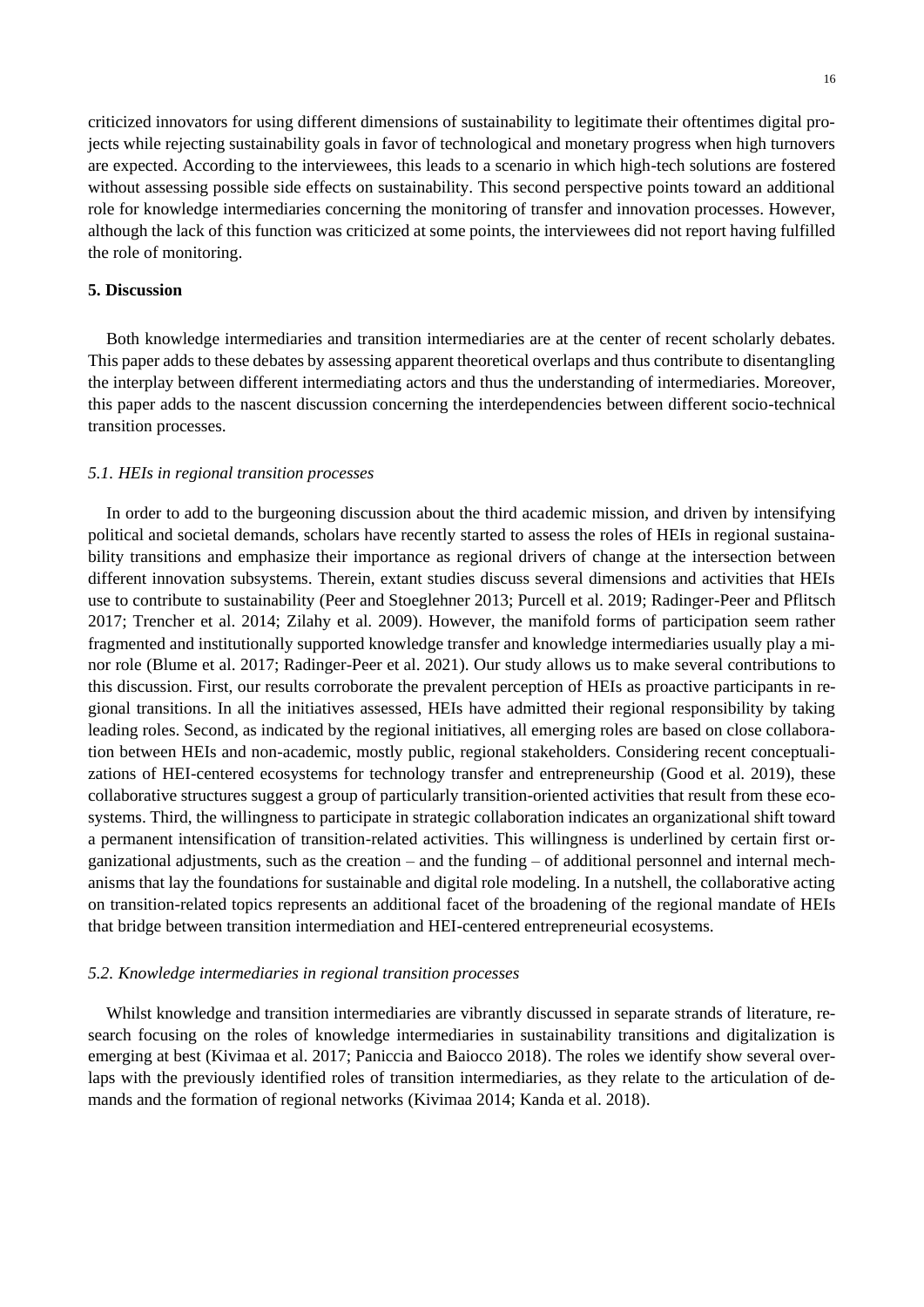criticized innovators for using different dimensions of sustainability to legitimate their oftentimes digital projects while rejecting sustainability goals in favor of technological and monetary progress when high turnovers are expected. According to the interviewees, this leads to a scenario in which high-tech solutions are fostered without assessing possible side effects on sustainability. This second perspective points toward an additional role for knowledge intermediaries concerning the monitoring of transfer and innovation processes. However, although the lack of this function was criticized at some points, the interviewees did not report having fulfilled the role of monitoring.

## 5. Discussion

Both knowledge intermediaries and transition intermediaries are at the center of recent scholarly debates. This paper adds to these debates by assessing apparent theoretical overlaps and thus contribute to disentangling the interplay between different intermediating actors and thus the understanding of intermediaries. Moreover, this paper adds to the nascent discussion concerning the interdependencies between different socio-technical transition processes.

### *5.1. HEIs in regional transition processes*

In order to add to the burgeoning discussion about the third academic mission, and driven by intensifying political and societal demands, scholars have recently started to assess the roles of HEIs in regional sustainability transitions and emphasize their importance as regional drivers of change at the intersection between different innovation subsystems. Therein, extant studies discuss several dimensions and activities that HEIs use to contribute to sustainability (Peer and Stoeglehner 2013; Purcell et al. 2019; Radinger-Peer and Pflitsch 2017; Trencher et al. 2014; Zilahy et al. 2009). However, the manifold forms of participation seem rather fragmented and institutionally supported knowledge transfer and knowledge intermediaries usually play a minor role (Blume et al. 2017; Radinger-Peer et al. 2021). Our study allows us to make several contributions to this discussion. First, our results corroborate the prevalent perception of HEIs as proactive participants in regional transitions. In all the initiatives assessed, HEIs have admitted their regional responsibility by taking leading roles. Second, as indicated by the regional initiatives, all emerging roles are based on close collaboration between HEIs and non-academic, mostly public, regional stakeholders. Considering recent conceptualizations of HEI-centered ecosystems for technology transfer and entrepreneurship (Good et al. 2019), these collaborative structures suggest a group of particularly transition-oriented activities that result from these ecosystems. Third, the willingness to participate in strategic collaboration indicates an organizational shift toward a permanent intensification of transition-related activities. This willingness is underlined by certain first organizational adjustments, such as the creation – and the funding – of additional personnel and internal mechanisms that lay the foundations for sustainable and digital role modeling. In a nutshell, the collaborative acting on transition-related topics represents an additional facet of the broadening of the regional mandate of HEIs that bridge between transition intermediation and HEI-centered entrepreneurial ecosystems.

### *5.2. Knowledge intermediaries in regional transition processes*

Whilst knowledge and transition intermediaries are vibrantly discussed in separate strands of literature, research focusing on the roles of knowledge intermediaries in sustainability transitions and digitalization is emerging at best (Kivimaa et al. 2017; Paniccia and Baiocco 2018). The roles we identify show several overlaps with the previously identified roles of transition intermediaries, as they relate to the articulation of demands and the formation of regional networks (Kivimaa 2014; Kanda et al. 2018).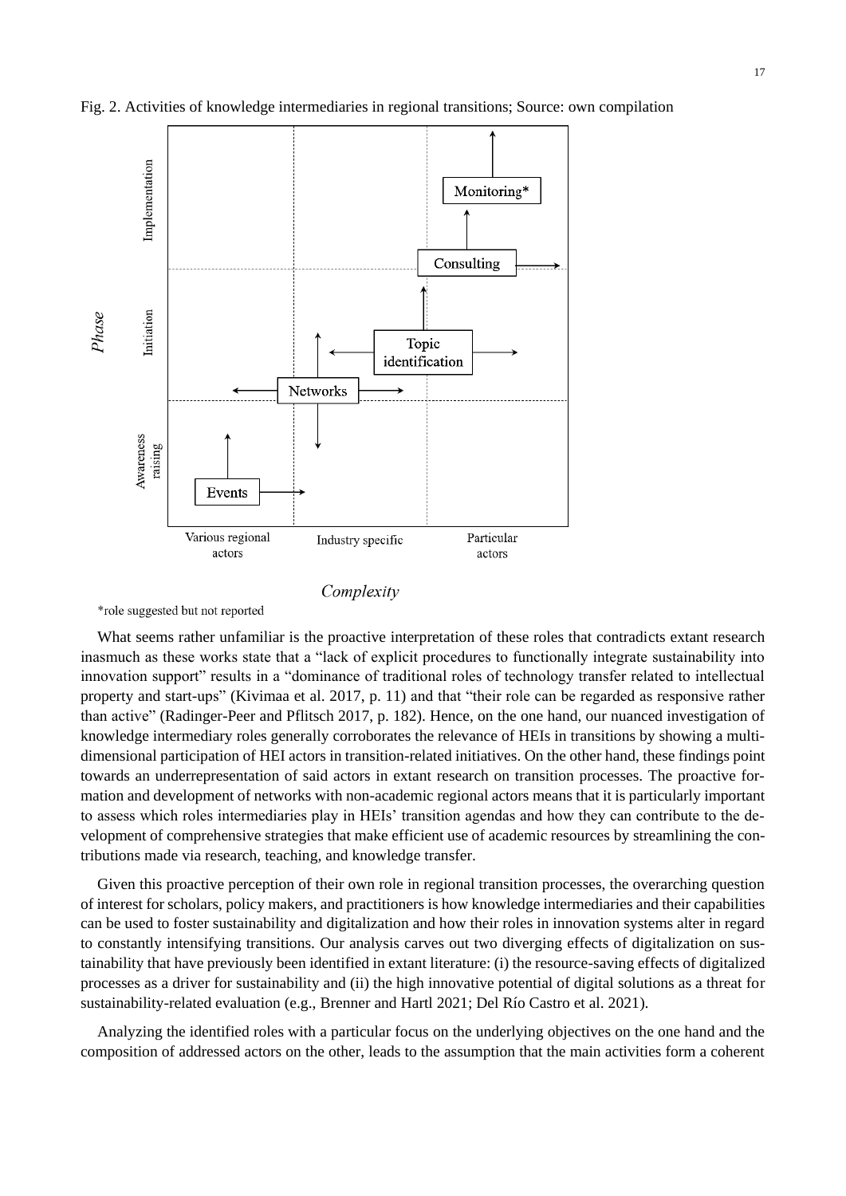Fig. 2. Activities of knowledge intermediaries in regional transitions; Source: own compilation

*role suggested but not reported

What seems rather unfamiliar is the proactive interpretation of these roles that contradicts extant research inasmuch as these works state that a "lack of explicit procedures to functionally integrate sustainability into innovation support" results in a "dominance of traditional roles of technology transfer related to intellectual property and start-ups" (Kivimaa et al. 2017, p. 11) and that "their role can be regarded as responsive rather than active" (Radinger-Peer and Pflitsch 2017, p. 182). Hence, on the one hand, our nuanced investigation of knowledge intermediary roles generally corroborates the relevance of HEIs in transitions by showing a multi-dimensional participation of HEI actors in transition-related initiatives. On the other hand, these findings point towards an underrepresentation of said actors in extant research on transition processes. The proactive formation and development of networks with non-academic regional actors means that it is particularly important to assess which roles intermediaries play in HEIs' transition agendas and how they can contribute to the development of comprehensive strategies that make efficient use of academic resources by streamlining the contributions made via research, teaching, and knowledge transfer.

Given this proactive perception of their own role in regional transition processes, the overarching question of interest for scholars, policy makers, and practitioners is how knowledge intermediaries and their capabilities can be used to foster sustainability and digitalization and how their roles in innovation systems alter in regard to constantly intensifying transitions. Our analysis carves out two diverging effects of digitalization on sustainability that have previously been identified in extant literature: (i) the resource-saving effects of digitalized processes as a driver for sustainability and (ii) the high innovative potential of digital solutions as a threat for sustainability-related evaluation (e.g., Brenner and Hartl 2021; Del Río Castro et al. 2021).

Analyzing the identified roles with a particular focus on the underlying objectives on the one hand and the composition of addressed actors on the other, leads to the assumption that the main activities form a coherent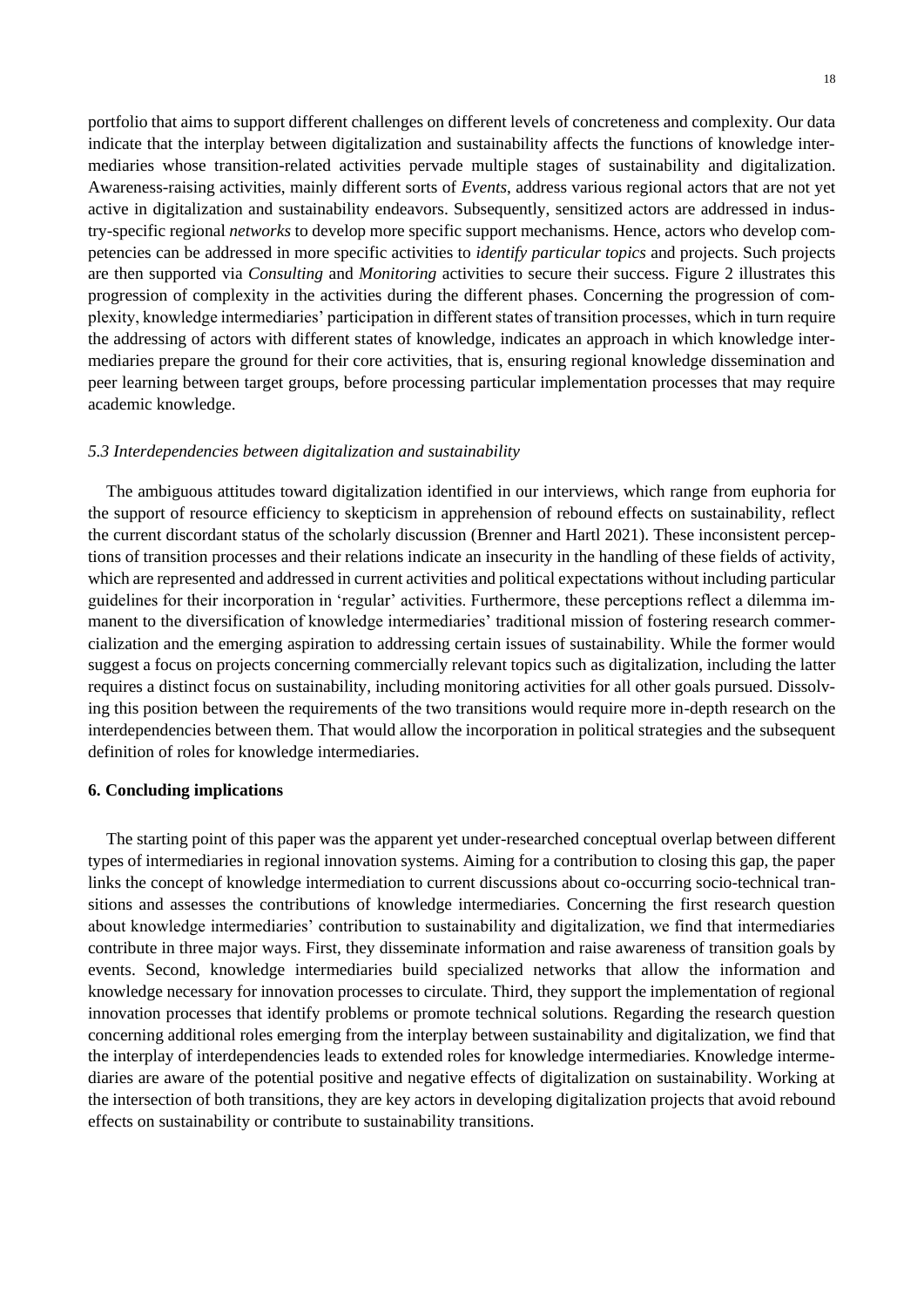portfolio that aims to support different challenges on different levels of concreteness and complexity. Our data indicate that the interplay between digitalization and sustainability affects the functions of knowledge intermediaries whose transition-related activities pervade multiple stages of sustainability and digitalization. Awareness-raising activities, mainly different sorts of *Events*, address various regional actors that are not yet active in digitalization and sustainability endeavors. Subsequently, sensitized actors are addressed in industry-specific regional *networks* to develop more specific support mechanisms. Hence, actors who develop competencies can be addressed in more specific activities to *identify particular topics* and projects. Such projects are then supported via *Consulting* and *Monitoring* activities to secure their success. Figure 2 illustrates this progression of complexity in the activities during the different phases. Concerning the progression of complexity, knowledge intermediaries' participation in different states of transition processes, which in turn require the addressing of actors with different states of knowledge, indicates an approach in which knowledge intermediaries prepare the ground for their core activities, that is, ensuring regional knowledge dissemination and peer learning between target groups, before processing particular implementation processes that may require academic knowledge.

### *5.3 Interdependencies between digitalization and sustainability*

The ambiguous attitudes toward digitalization identified in our interviews, which range from euphoria for the support of resource efficiency to skepticism in apprehension of rebound effects on sustainability, reflect the current discordant status of the scholarly discussion (Brenner and Hartl 2021). These inconsistent perceptions of transition processes and their relations indicate an insecurity in the handling of these fields of activity, which are represented and addressed in current activities and political expectations without including particular guidelines for their incorporation in 'regular' activities. Furthermore, these perceptions reflect a dilemma immanent to the diversification of knowledge intermediaries' traditional mission of fostering research commercialization and the emerging aspiration to addressing certain issues of sustainability. While the former would suggest a focus on projects concerning commercially relevant topics such as digitalization, including the latter requires a distinct focus on sustainability, including monitoring activities for all other goals pursued. Dissolving this position between the requirements of the two transitions would require more in-depth research on the interdependencies between them. That would allow the incorporation in political strategies and the subsequent definition of roles for knowledge intermediaries.

## 6. Concluding implications

The starting point of this paper was the apparent yet under-researched conceptual overlap between different types of intermediaries in regional innovation systems. Aiming for a contribution to closing this gap, the paper links the concept of knowledge intermediation to current discussions about co-occurring socio-technical transitions and assesses the contributions of knowledge intermediaries. Concerning the first research question about knowledge intermediaries' contribution to sustainability and digitalization, we find that intermediaries contribute in three major ways. First, they disseminate information and raise awareness of transition goals by events. Second, knowledge intermediaries build specialized networks that allow the information and knowledge necessary for innovation processes to circulate. Third, they support the implementation of regional innovation processes that identify problems or promote technical solutions. Regarding the research question concerning additional roles emerging from the interplay between sustainability and digitalization, we find that the interplay of interdependencies leads to extended roles for knowledge intermediaries. Knowledge intermediaries are aware of the potential positive and negative effects of digitalization on sustainability. Working at the intersection of both transitions, they are key actors in developing digitalization projects that avoid rebound effects on sustainability or contribute to sustainability transitions.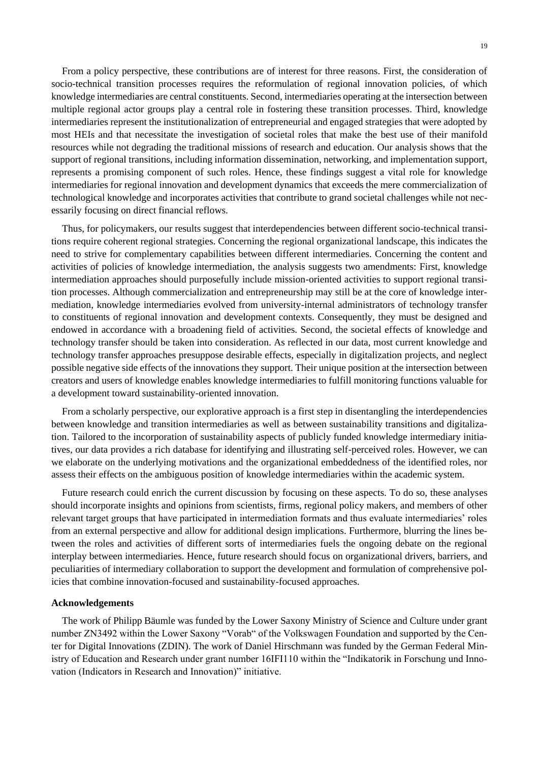From a policy perspective, these contributions are of interest for three reasons. First, the consideration of socio-technical transition processes requires the reformulation of regional innovation policies, of which knowledge intermediaries are central constituents. Second, intermediaries operating at the intersection between multiple regional actor groups play a central role in fostering these transition processes. Third, knowledge intermediaries represent the institutionalization of entrepreneurial and engaged strategies that were adopted by most HEIs and that necessitate the investigation of societal roles that make the best use of their manifold resources while not degrading the traditional missions of research and education. Our analysis shows that the support of regional transitions, including information dissemination, networking, and implementation support, represents a promising component of such roles. Hence, these findings suggest a vital role for knowledge intermediaries for regional innovation and development dynamics that exceeds the mere commercialization of technological knowledge and incorporates activities that contribute to grand societal challenges while not necessarily focusing on direct financial reflows.

Thus, for policymakers, our results suggest that interdependencies between different socio-technical transitions require coherent regional strategies. Concerning the regional organizational landscape, this indicates the need to strive for complementary capabilities between different intermediaries. Concerning the content and activities of policies of knowledge intermediation, the analysis suggests two amendments: First, knowledge intermediation approaches should purposefully include mission-oriented activities to support regional transition processes. Although commercialization and entrepreneurship may still be at the core of knowledge intermediation, knowledge intermediaries evolved from university-internal administrators of technology transfer to constituents of regional innovation and development contexts. Consequently, they must be designed and endowed in accordance with a broadening field of activities. Second, the societal effects of knowledge and technology transfer should be taken into consideration. As reflected in our data, most current knowledge and technology transfer approaches presuppose desirable effects, especially in digitalization projects, and neglect possible negative side effects of the innovations they support. Their unique position at the intersection between creators and users of knowledge enables knowledge intermediaries to fulfill monitoring functions valuable for a development toward sustainability-oriented innovation.

From a scholarly perspective, our explorative approach is a first step in disentangling the interdependencies between knowledge and transition intermediaries as well as between sustainability transitions and digitalization. Tailored to the incorporation of sustainability aspects of publicly funded knowledge intermediary initiatives, our data provides a rich database for identifying and illustrating self-perceived roles. However, we can we elaborate on the underlying motivations and the organizational embeddedness of the identified roles, nor assess their effects on the ambiguous position of knowledge intermediaries within the academic system.

Future research could enrich the current discussion by focusing on these aspects. To do so, these analyses should incorporate insights and opinions from scientists, firms, regional policy makers, and members of other relevant target groups that have participated in intermediation formats and thus evaluate intermediaries' roles from an external perspective and allow for additional design implications. Furthermore, blurring the lines between the roles and activities of different sorts of intermediaries fuels the ongoing debate on the regional interplay between intermediaries. Hence, future research should focus on organizational drivers, barriers, and peculiarities of intermediary collaboration to support the development and formulation of comprehensive policies that combine innovation-focused and sustainability-focused approaches.

**Acknowledgements**

The work of Philipp Bäumle was funded by the Lower Saxony Ministry of Science and Culture under grant number ZN3492 within the Lower Saxony "Vorab" of the Volkswagen Foundation and supported by the Center for Digital Innovations (ZDIN). The work of Daniel Hirschmann was funded by the German Federal Ministry of Education and Research under grant number 16IFI110 within the "Indikatorik in Forschung und Innovation (Indicators in Research and Innovation)" initiative.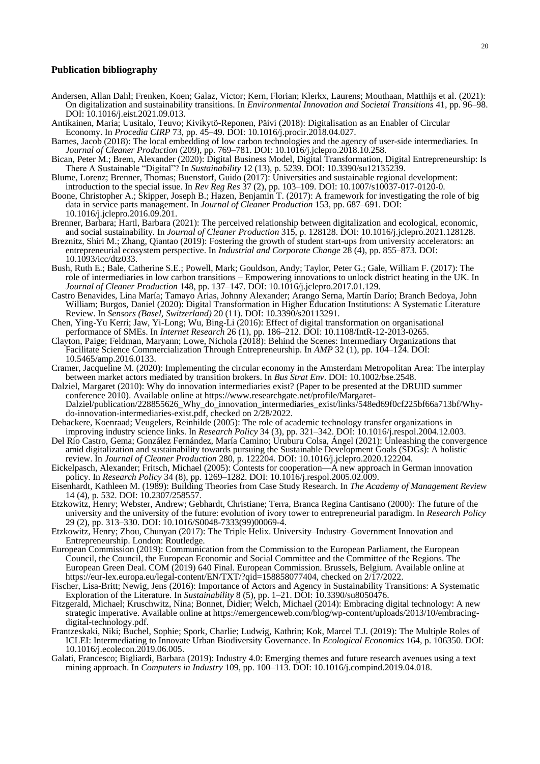## Publication bibliography

Andersen, Allan Dahl; Frenken, Koen; Galaz, Victor; Kern, Florian; Klerkx, Laurens; Mouthaan, Matthijs et al. (2021): On digitalization and sustainability transitions. In *Environmental Innovation and Societal Transitions* 41, pp. 96–98. DOI: 10.1016/j.eist.2021.09.013.

Antikainen, Maria; Uusitalo, Teuvo; Kivikytö-Reponen, Päivi (2018): Digitalisation as an Enabler of Circular Economy. In *Procedia CIRP* 73, pp. 45–49. DOI: 10.1016/j.procir.2018.04.027.

Barnes, Jacob (2018): The local embedding of low carbon technologies and the agency of user-side intermediaries. In *Journal of Cleaner Production* (209), pp. 769–781. DOI: 10.1016/j.jclepro.2018.10.258.

Bican, Peter M.; Brem, Alexander (2020): Digital Business Model, Digital Transformation, Digital Entrepreneurship: Is There A Sustainable "Digital"? In *Sustainability* 12 (13), p. 5239. DOI: 10.3390/su12135239.

Blume, Lorenz; Brenner, Thomas; Buenstorf, Guido (2017): Universities and sustainable regional development: introduction to the special issue. In *Rev Reg Res* 37 (2), pp. 103–109. DOI: 10.1007/s10037-017-0120-0.

Boone, Christopher A.; Skipper, Joseph B.; Hazen, Benjamin T. (2017): A framework for investigating the role of big data in service parts management. In *Journal of Cleaner Production* 153, pp. 687–691. DOI: 10.1016/j.jclepro.2016.09.201.

Brenner, Barbara; Hartl, Barbara (2021): The perceived relationship between digitalization and ecological, economic, and social sustainability. In *Journal of Cleaner Production* 315, p. 128128. DOI: 10.1016/j.jclepro.2021.128128.

Breznitz, Shiri M.; Zhang, Qiantao (2019): Fostering the growth of student start-ups from university accelerators: an entrepreneurial ecosystem perspective. In *Industrial and Corporate Change* 28 (4), pp. 855–873. DOI: 10.1093/icc/dtz033.

Bush, Ruth E.; Bale, Catherine S.E.; Powell, Mark; Gouldson, Andy; Taylor, Peter G.; Gale, William F. (2017): The role of intermediaries in low carbon transitions – Empowering innovations to unlock district heating in the UK. In *Journal of Cleaner Production* 148, pp. 137–147. DOI: 10.1016/j.jclepro.2017.01.129.

Castro Benavides, Lina María; Tamayo Arias, Johnny Alexander; Arango Serna, Martín Darío; Branch Bedoya, John William; Burgos, Daniel (2020): Digital Transformation in Higher Education Institutions: A Systematic Literature Review. In *Sensors (Basel, Switzerland)* 20 (11). DOI: 10.3390/s20113291.

Chen, Ying-Yu Kerri; Jaw, Yi-Long; Wu, Bing-Li (2016): Effect of digital transformation on organisational performance of SMEs. In *Internet Research* 26 (1), pp. 186–212. DOI: 10.1108/IntR-12-2013-0265.

Clayton, Paige; Feldman, Maryann; Lowe, Nichola (2018): Behind the Scenes: Intermediary Organizations that Facilitate Science Commercialization Through Entrepreneurship. In *AMP* 32 (1), pp. 104–124. DOI: 10.5465/amp.2016.0133.

Cramer, Jacqueline M. (2020): Implementing the circular economy in the Amsterdam Metropolitan Area: The interplay between market actors mediated by transition brokers. In *Bus Strat Env*. DOI: 10.1002/bse.2548.

Dalziel, Margaret (2010): Why do innovation intermediaries exist? (Paper to be presented at the DRUID summer conference 2010). Available online at https://www.researchgate.net/profile/Margaret-Dalziel/publication/228855626_Why_do_innovation_intermediaries_exist/links/548ed69f0cf225bf66a713bf/Why-do-innovation-intermediaries-exist.pdf, checked on 2/28/2022.

Debackere, Koenraad; Veugelers, Reinhilde (2005): The role of academic technology transfer organizations in improving industry science links. In *Research Policy* 34 (3), pp. 321–342. DOI: 10.1016/j.respol.2004.12.003.

Del Río Castro, Gema; González Fernández, María Camino; Uruburu Colsa, Ángel (2021): Unleashing the convergence amid digitalization and sustainability towards pursuing the Sustainable Development Goals (SDGs): A holistic review. In *Journal of Cleaner Production* 280, p. 122204. DOI: 10.1016/j.jclepro.2020.122204.

Eickelpasch, Alexander; Fritsch, Michael (2005): Contests for cooperation—A new approach in German innovation policy. In *Research Policy* 34 (8), pp. 1269–1282. DOI: 10.1016/j.respol.2005.02.009.

Eisenhardt, Kathleen M. (1989): Building Theories from Case Study Research. In *The Academy of Management Review* 14 (4), p. 532. DOI: 10.2307/258557.

Etzkowitz, Henry; Webster, Andrew; Gebhardt, Christiane; Terra, Branca Regina Cantisano (2000): The future of the university and the university of the future: evolution of ivory tower to entrepreneurial paradigm. In *Research Policy* 29 (2), pp. 313–330. DOI: 10.1016/S0048-7333(99)00069-4.

Etzkowitz, Henry; Zhou, Chunyan (2017): The Triple Helix. University–Industry–Government Innovation and Entrepreneurship. London: Routledge.

European Commission (2019): Communication from the Commission to the European Parliament, the European Council, the Council, the European Economic and Social Committee and the Committee of the Regions. The European Green Deal. COM (2019) 640 Final. European Commission. Brussels, Belgium. Available online at https://eur-lex.europa.eu/legal-content/EN/TXT/?qid=158858077404, checked on 2/17/2022.

Fischer, Lisa-Britt; Newig, Jens (2016): Importance of Actors and Agency in Sustainability Transitions: A Systematic Exploration of the Literature. In *Sustainability* 8 (5), pp. 1–21. DOI: 10.3390/su8050476.

Fitzgerald, Michael; Kruschwitz, Nina; Bonnet, Didier; Welch, Michael (2014): Embracing digital technology: A new strategic imperative. Available online at https://emergenceweb.com/blog/wp-content/uploads/2013/10/embracing-digital-technology.pdf.

Frantzeskaki, Niki; Buchel, Sophie; Spork, Charlie; Ludwig, Kathrin; Kok, Marcel T.J. (2019): The Multiple Roles of ICLEI: Intermediating to Innovate Urban Biodiversity Governance. In *Ecological Economics* 164, p. 106350. DOI: 10.1016/j.ecolecon.2019.06.005.

Galati, Francesco; Bigliardi, Barbara (2019): Industry 4.0: Emerging themes and future research avenues using a text mining approach. In *Computers in Industry* 109, pp. 100–113. DOI: 10.1016/j.compind.2019.04.018.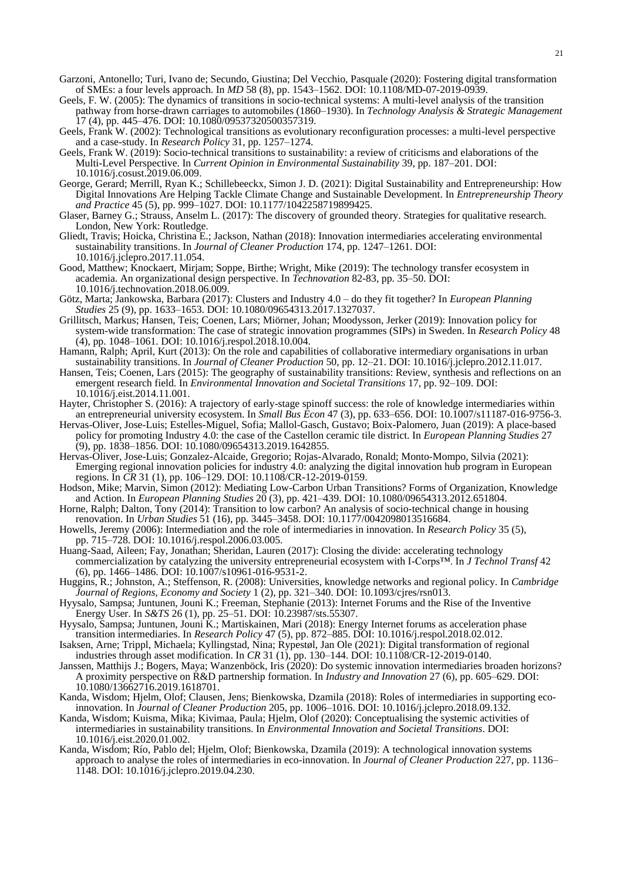Garzoni, Antonello; Turi, Ivano de; Secundo, Giustina; Del Vecchio, Pasquale (2020): Fostering digital transformation of SMEs: a four levels approach. In *MD* 58 (8), pp. 1543–1562. DOI: 10.1108/MD-07-2019-0939.

Geels, F. W. (2005): The dynamics of transitions in socio-technical systems: A multi-level analysis of the transition pathway from horse-drawn carriages to automobiles (1860–1930). In *Technology Analysis & Strategic Management* 17 (4), pp. 445–476. DOI: 10.1080/09537320500357319.

Geels, Frank W. (2002): Technological transitions as evolutionary reconfiguration processes: a multi-level perspective and a case-study. In *Research Policy* 31, pp. 1257–1274.

Geels, Frank W. (2019): Socio-technical transitions to sustainability: a review of criticisms and elaborations of the Multi-Level Perspective. In *Current Opinion in Environmental Sustainability* 39, pp. 187–201. DOI: 10.1016/j.cosust.2019.06.009.

George, Gerard; Merrill, Ryan K.; Schillebeeckx, Simon J. D. (2021): Digital Sustainability and Entrepreneurship: How Digital Innovations Are Helping Tackle Climate Change and Sustainable Development. In *Entrepreneurship Theory and Practice* 45 (5), pp. 999–1027. DOI: 10.1177/1042258719899425.

Glaser, Barney G.; Strauss, Anselm L. (2017): The discovery of grounded theory. Strategies for qualitative research. London, New York: Routledge.

Gliedt, Travis; Hoicka, Christina E.; Jackson, Nathan (2018): Innovation intermediaries accelerating environmental sustainability transitions. In *Journal of Cleaner Production* 174, pp. 1247–1261. DOI: 10.1016/j.jclepro.2017.11.054.

Good, Matthew; Knockaert, Mirjam; Soppe, Birthe; Wright, Mike (2019): The technology transfer ecosystem in academia. An organizational design perspective. In *Technovation* 82-83, pp. 35–50. DOI: 10.1016/j.technovation.2018.06.009.

Götz, Marta; Jankowska, Barbara (2017): Clusters and Industry 4.0 – do they fit together? In *European Planning Studies* 25 (9), pp. 1633–1653. DOI: 10.1080/09654313.2017.1327037.

Grillitsch, Markus; Hansen, Teis; Coenen, Lars; Miörner, Johan; Moodysson, Jerker (2019): Innovation policy for system-wide transformation: The case of strategic innovation programmes (SIPs) in Sweden. In *Research Policy* 48 (4), pp. 1048–1061. DOI: 10.1016/j.respol.2018.10.004.

Hamann, Ralph; April, Kurt (2013): On the role and capabilities of collaborative intermediary organisations in urban sustainability transitions. In *Journal of Cleaner Production* 50, pp. 12–21. DOI: 10.1016/j.jclepro.2012.11.017.

Hansen, Teis; Coenen, Lars (2015): The geography of sustainability transitions: Review, synthesis and reflections on an emergent research field. In *Environmental Innovation and Societal Transitions* 17, pp. 92–109. DOI: 10.1016/j.eist.2014.11.001.

Hayter, Christopher S. (2016): A trajectory of early-stage spinoff success: the role of knowledge intermediaries within an entrepreneurial university ecosystem. In *Small Bus Econ* 47 (3), pp. 633–656. DOI: 10.1007/s11187-016-9756-3.

Hervas-Oliver, Jose-Luis; Estelles-Miguel, Sofia; Mallol-Gasch, Gustavo; Boix-Palomero, Juan (2019): A place-based policy for promoting Industry 4.0: the case of the Castellon ceramic tile district. In *European Planning Studies* 27 (9), pp. 1838–1856. DOI: 10.1080/09654313.2019.1642855.

Hervas-Oliver, Jose-Luis; Gonzalez-Alcaide, Gregorio; Rojas-Alvarado, Ronald; Monto-Mompo, Silvia (2021): Emerging regional innovation policies for industry 4.0: analyzing the digital innovation hub program in European regions. In *CR* 31 (1), pp. 106–129. DOI: 10.1108/CR-12-2019-0159.

Hodson, Mike; Marvin, Simon (2012): Mediating Low-Carbon Urban Transitions? Forms of Organization, Knowledge and Action. In *European Planning Studies* 20 (3), pp. 421–439. DOI: 10.1080/09654313.2012.651804.

Horne, Ralph; Dalton, Tony (2014): Transition to low carbon? An analysis of socio-technical change in housing renovation. In *Urban Studies* 51 (16), pp. 3445–3458. DOI: 10.1177/0042098013516684.

Howells, Jeremy (2006): Intermediation and the role of intermediaries in innovation. In *Research Policy* 35 (5), pp. 715–728. DOI: 10.1016/j.respol.2006.03.005.

Huang-Saad, Aileen; Fay, Jonathan; Sheridan, Lauren (2017): Closing the divide: accelerating technology commercialization by catalyzing the university entrepreneurial ecosystem with I-Corps™. In *J Technol Transf* 42 (6), pp. 1466–1486. DOI: 10.1007/s10961-016-9531-2.

Huggins, R.; Johnston, A.; Steffenson, R. (2008): Universities, knowledge networks and regional policy. In *Cambridge Journal of Regions, Economy and Society* 1 (2), pp. 321–340. DOI: 10.1093/cjres/rsn013.

Hyysalo, Sampsa; Juntunen, Jouni K.; Freeman, Stephanie (2013): Internet Forums and the Rise of the Inventive Energy User. In *S&TS* 26 (1), pp. 25–51. DOI: 10.23987/sts.55307.

Hyysalo, Sampsa; Juntunen, Jouni K.; Martiskainen, Mari (2018): Energy Internet forums as acceleration phase transition intermediaries. In *Research Policy* 47 (5), pp. 872–885. DOI: 10.1016/j.respol.2018.02.012.

Isaksen, Arne; Trippl, Michaela; Kyllingstad, Nina; Rypestøl, Jan Ole (2021): Digital transformation of regional industries through asset modification. In *CR* 31 (1), pp. 130–144. DOI: 10.1108/CR-12-2019-0140.

Janssen, Matthijs J.; Bogers, Maya; Wanzenböck, Iris (2020): Do systemic innovation intermediaries broaden horizons? A proximity perspective on R&D partnership formation. In *Industry and Innovation* 27 (6), pp. 605–629. DOI: 10.1080/13662716.2019.1618701.

Kanda, Wisdom; Hjelm, Olof; Clausen, Jens; Bienkowska, Dzamila (2018): Roles of intermediaries in supporting eco-innovation. In *Journal of Cleaner Production* 205, pp. 1006–1016. DOI: 10.1016/j.jclepro.2018.09.132.

Kanda, Wisdom; Kuisma, Mika; Kivimaa, Paula; Hjelm, Olof (2020): Conceptualising the systemic activities of intermediaries in sustainability transitions. In *Environmental Innovation and Societal Transitions*. DOI: 10.1016/j.eist.2020.01.002.

Kanda, Wisdom; Río, Pablo del; Hjelm, Olof; Bienkowska, Dzamila (2019): A technological innovation systems approach to analyse the roles of intermediaries in eco-innovation. In *Journal of Cleaner Production* 227, pp. 1136–1148. DOI: 10.1016/j.jclepro.2019.04.230.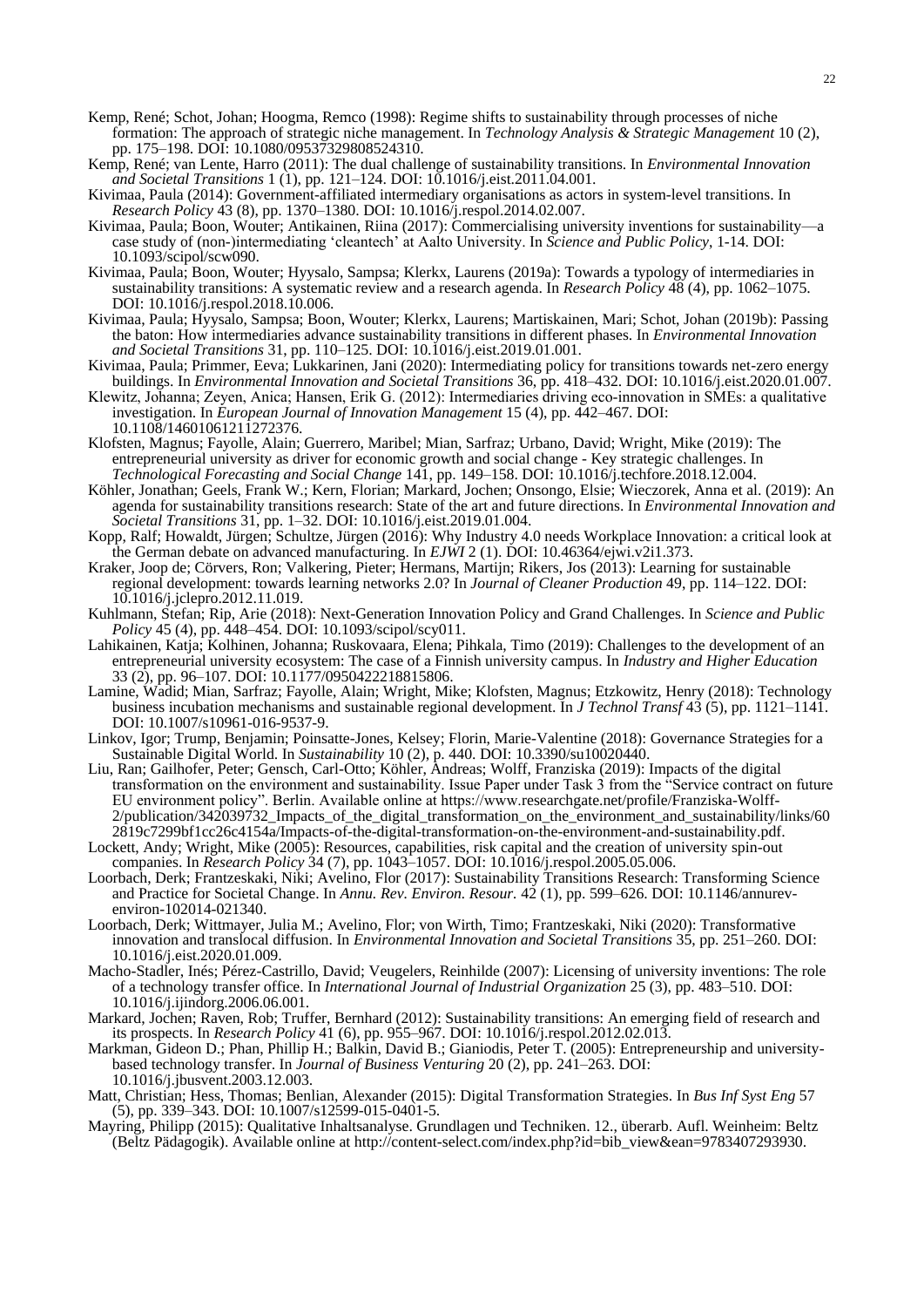Kemp, René; Schot, Johan; Hoogma, Remco (1998): Regime shifts to sustainability through processes of niche formation: The approach of strategic niche management. In *Technology Analysis & Strategic Management* 10 (2), pp. 175–198. DOI: 10.1080/09537329808524310.

Kemp, René; van Lente, Harro (2011): The dual challenge of sustainability transitions. In *Environmental Innovation and Societal Transitions* 1 (1), pp. 121–124. DOI: 10.1016/j.eist.2011.04.001.

Kivimaa, Paula (2014): Government-affiliated intermediary organisations as actors in system-level transitions. In *Research Policy* 43 (8), pp. 1370–1380. DOI: 10.1016/j.respol.2014.02.007.

Kivimaa, Paula; Boon, Wouter; Antikainen, Riina (2017): Commercialising university inventions for sustainability—a case study of (non-)intermediating 'cleantech' at Aalto University. In *Science and Public Policy*, 1-14. DOI: 10.1093/scipol/scw090.

Kivimaa, Paula; Boon, Wouter; Hyysalo, Sampsa; Klerkx, Laurens (2019a): Towards a typology of intermediaries in sustainability transitions: A systematic review and a research agenda. In *Research Policy* 48 (4), pp. 1062–1075. DOI: 10.1016/j.respol.2018.10.006.

Kivimaa, Paula; Hyysalo, Sampsa; Boon, Wouter; Klerkx, Laurens; Martiskainen, Mari; Schot, Johan (2019b): Passing the baton: How intermediaries advance sustainability transitions in different phases. In *Environmental Innovation and Societal Transitions* 31, pp. 110–125. DOI: 10.1016/j.eist.2019.01.001.

Kivimaa, Paula; Primmer, Eeva; Lukkarinen, Jani (2020): Intermediating policy for transitions towards net-zero energy buildings. In *Environmental Innovation and Societal Transitions* 36, pp. 418–432. DOI: 10.1016/j.eist.2020.01.007.

Klewitz, Johanna; Zeyen, Anica; Hansen, Erik G. (2012): Intermediaries driving eco-innovation in SMEs: a qualitative investigation. In *European Journal of Innovation Management* 15 (4), pp. 442–467. DOI: 10.1108/14601061211272376.

Klofsten, Magnus; Fayolle, Alain; Guerrero, Maribel; Mian, Sarfraz; Urbano, David; Wright, Mike (2019): The entrepreneurial university as driver for economic growth and social change - Key strategic challenges. In *Technological Forecasting and Social Change* 141, pp. 149–158. DOI: 10.1016/j.techfore.2018.12.004.

Köhler, Jonathan; Geels, Frank W.; Kern, Florian; Markard, Jochen; Onsongo, Elsie; Wieczorek, Anna et al. (2019): An agenda for sustainability transitions research: State of the art and future directions. In *Environmental Innovation and Societal Transitions* 31, pp. 1–32. DOI: 10.1016/j.eist.2019.01.004.

Kopp, Ralf; Howaldt, Jürgen; Schultze, Jürgen (2016): Why Industry 4.0 needs Workplace Innovation: a critical look at the German debate on advanced manufacturing. In *EJWI* 2 (1). DOI: 10.46364/ejwi.v2i1.373.

Kraker, Joop de; Cörvers, Ron; Valkering, Pieter; Hermans, Martijn; Rikers, Jos (2013): Learning for sustainable regional development: towards learning networks 2.0? In *Journal of Cleaner Production* 49, pp. 114–122. DOI: 10.1016/j.jclepro.2012.11.019.

Kuhlmann, Stefan; Rip, Arie (2018): Next-Generation Innovation Policy and Grand Challenges. In *Science and Public Policy* 45 (4), pp. 448–454. DOI: 10.1093/scipol/scy011.

Lahikainen, Katja; Kolhinen, Johanna; Ruskovaara, Elena; Pihkala, Timo (2019): Challenges to the development of an entrepreneurial university ecosystem: The case of a Finnish university campus. In *Industry and Higher Education* 33 (2), pp. 96–107. DOI: 10.1177/0950422218815806.

Lamine, Wadid; Mian, Sarfraz; Fayolle, Alain; Wright, Mike; Klofsten, Magnus; Etzkowitz, Henry (2018): Technology business incubation mechanisms and sustainable regional development. In *J Technol Transf* 43 (5), pp. 1121–1141. DOI: 10.1007/s10961-016-9537-9.

Linkov, Igor; Trump, Benjamin; Poinsatte-Jones, Kelsey; Florin, Marie-Valentine (2018): Governance Strategies for a Sustainable Digital World. In *Sustainability* 10 (2), p. 440. DOI: 10.3390/su10020440.

Liu, Ran; Gailhofer, Peter; Gensch, Carl-Otto; Köhler, Andreas; Wolff, Franziska (2019): Impacts of the digital transformation on the environment and sustainability. Issue Paper under Task 3 from the "Service contract on future EU environment policy". Berlin. Available online at https://www.researchgate.net/profile/Franziska-Wolff-2/publication/342039732_Impacts_of_the_digital_transformation_on_the_environment_and_sustainability/links/602819c7299bf1cc26c4154a/Impacts-of-the-digital-transformation-on-the-environment-and-sustainability.pdf.

Lockett, Andy; Wright, Mike (2005): Resources, capabilities, risk capital and the creation of university spin-out companies. In *Research Policy* 34 (7), pp. 1043–1057. DOI: 10.1016/j.respol.2005.05.006.

Loorbach, Derk; Frantzeskaki, Niki; Avelino, Flor (2017): Sustainability Transitions Research: Transforming Science and Practice for Societal Change. In *Annu. Rev. Environ. Resour.* 42 (1), pp. 599–626. DOI: 10.1146/annurev-environ-102014-021340.

Loorbach, Derk; Wittmayer, Julia M.; Avelino, Flor; von Wirth, Timo; Frantzeskaki, Niki (2020): Transformative innovation and translocal diffusion. In *Environmental Innovation and Societal Transitions* 35, pp. 251–260. DOI: 10.1016/j.eist.2020.01.009.

Macho-Stadler, Inés; Pérez-Castrillo, David; Veugelers, Reinhilde (2007): Licensing of university inventions: The role of a technology transfer office. In *International Journal of Industrial Organization* 25 (3), pp. 483–510. DOI: 10.1016/j.ijindorg.2006.06.001.

Markard, Jochen; Raven, Rob; Truffer, Bernhard (2012): Sustainability transitions: An emerging field of research and its prospects. In *Research Policy* 41 (6), pp. 955–967. DOI: 10.1016/j.respol.2012.02.013.

Markman, Gideon D.; Phan, Phillip H.; Balkin, David B.; Gianiodis, Peter T. (2005): Entrepreneurship and university-based technology transfer. In *Journal of Business Venturing* 20 (2), pp. 241–263. DOI: 10.1016/j.jbusvent.2003.12.003.

Matt, Christian; Hess, Thomas; Benlian, Alexander (2015): Digital Transformation Strategies. In *Bus Inf Syst Eng* 57 (5), pp. 339–343. DOI: 10.1007/s12599-015-0401-5.

Mayring, Philipp (2015): Qualitative Inhaltsanalyse. Grundlagen und Techniken. 12., überarb. Aufl. Weinheim: Beltz (Beltz Pädagogik). Available online at http://content-select.com/index.php?id=bib_view&ean=9783407293930.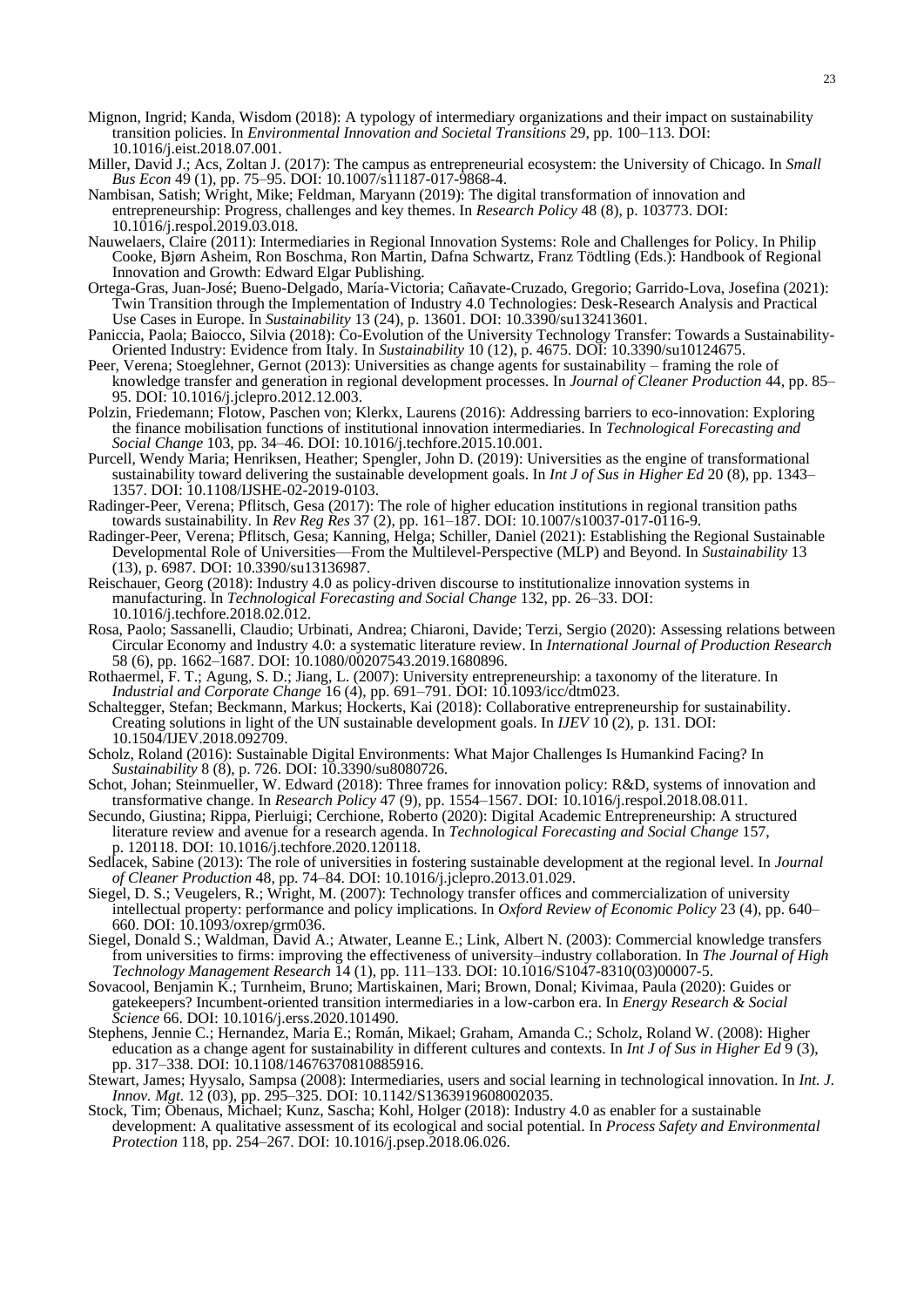Mignon, Ingrid; Kanda, Wisdom (2018): A typology of intermediary organizations and their impact on sustainability transition policies. In *Environmental Innovation and Societal Transitions* 29, pp. 100–113. DOI: 10.1016/j.eist.2018.07.001.

Miller, David J.; Acs, Zoltan J. (2017): The campus as entrepreneurial ecosystem: the University of Chicago. In *Small Bus Econ* 49 (1), pp. 75–95. DOI: 10.1007/s11187-017-9868-4.

Nambisan, Satish; Wright, Mike; Feldman, Maryann (2019): The digital transformation of innovation and entrepreneurship: Progress, challenges and key themes. In *Research Policy* 48 (8), p. 103773. DOI: 10.1016/j.respol.2019.03.018.

Nauwelaers, Claire (2011): Intermediaries in Regional Innovation Systems: Role and Challenges for Policy. In Philip Cooke, Bjørn Asheim, Ron Boschma, Ron Martin, Dafna Schwartz, Franz Tödtling (Eds.): Handbook of Regional Innovation and Growth: Edward Elgar Publishing.

Ortega-Gras, Juan-José; Bueno-Delgado, María-Victoria; Cañavate-Cruzado, Gregorio; Garrido-Lova, Josefina (2021): Twin Transition through the Implementation of Industry 4.0 Technologies: Desk-Research Analysis and Practical Use Cases in Europe. In *Sustainability* 13 (24), p. 13601. DOI: 10.3390/su132413601.

Paniccia, Paola; Baiocco, Silvia (2018): Co-Evolution of the University Technology Transfer: Towards a Sustainability-Oriented Industry: Evidence from Italy. In *Sustainability* 10 (12), p. 4675. DOI: 10.3390/su10124675.

Peer, Verena; Stoeglehner, Gernot (2013): Universities as change agents for sustainability – framing the role of knowledge transfer and generation in regional development processes. In *Journal of Cleaner Production* 44, pp. 85–95. DOI: 10.1016/j.jclepro.2012.12.003.

Polzin, Friedemann; Flotow, Paschen von; Klerkx, Laurens (2016): Addressing barriers to eco-innovation: Exploring the finance mobilisation functions of institutional innovation intermediaries. In *Technological Forecasting and Social Change* 103, pp. 34–46. DOI: 10.1016/j.techfore.2015.10.001.

Purcell, Wendy Maria; Henriksen, Heather; Spengler, John D. (2019): Universities as the engine of transformational sustainability toward delivering the sustainable development goals. In *Int J of Sus in Higher Ed* 20 (8), pp. 1343–1357. DOI: 10.1108/IJSHE-02-2019-0103.

Radinger-Peer, Verena; Pflitsch, Gesa (2017): The role of higher education institutions in regional transition paths towards sustainability. In *Rev Reg Res* 37 (2), pp. 161–187. DOI: 10.1007/s10037-017-0116-9.

Radinger-Peer, Verena; Pflitsch, Gesa; Kanning, Helga; Schiller, Daniel (2021): Establishing the Regional Sustainable Developmental Role of Universities—From the Multilevel-Perspective (MLP) and Beyond. In *Sustainability* 13 (13), p. 6987. DOI: 10.3390/su13136987.

Reischauer, Georg (2018): Industry 4.0 as policy-driven discourse to institutionalize innovation systems in manufacturing. In *Technological Forecasting and Social Change* 132, pp. 26–33. DOI: 10.1016/j.techfore.2018.02.012.

Rosa, Paolo; Sassanelli, Claudio; Urbinati, Andrea; Chiaroni, Davide; Terzi, Sergio (2020): Assessing relations between Circular Economy and Industry 4.0: a systematic literature review. In *International Journal of Production Research* 58 (6), pp. 1662–1687. DOI: 10.1080/00207543.2019.1680896.

Rothaermel, F. T.; Agung, S. D.; Jiang, L. (2007): University entrepreneurship: a taxonomy of the literature. In *Industrial and Corporate Change* 16 (4), pp. 691–791. DOI: 10.1093/icc/dtm023.

Schaltegger, Stefan; Beckmann, Markus; Hockerts, Kai (2018): Collaborative entrepreneurship for sustainability. Creating solutions in light of the UN sustainable development goals. In *IJEV* 10 (2), p. 131. DOI: 10.1504/IJEV.2018.092709.

Scholz, Roland (2016): Sustainable Digital Environments: What Major Challenges Is Humankind Facing? In *Sustainability* 8 (8), p. 726. DOI: 10.3390/su8080726.

Schot, Johan; Steinmueller, W. Edward (2018): Three frames for innovation policy: R&D, systems of innovation and transformative change. In *Research Policy* 47 (9), pp. 1554–1567. DOI: 10.1016/j.respol.2018.08.011.

Secundo, Giustina; Rippa, Pierluigi; Cerchione, Roberto (2020): Digital Academic Entrepreneurship: A structured literature review and avenue for a research agenda. In *Technological Forecasting and Social Change* 157, p. 120118. DOI: 10.1016/j.techfore.2020.120118.

Sedlacek, Sabine (2013): The role of universities in fostering sustainable development at the regional level. In *Journal of Cleaner Production* 48, pp. 74–84. DOI: 10.1016/j.jclepro.2013.01.029.

Siegel, D. S.; Veugelers, R.; Wright, M. (2007): Technology transfer offices and commercialization of university intellectual property: performance and policy implications. In *Oxford Review of Economic Policy* 23 (4), pp. 640–660. DOI: 10.1093/oxrep/grm036.

Siegel, Donald S.; Waldman, David A.; Atwater, Leanne E.; Link, Albert N. (2003): Commercial knowledge transfers from universities to firms: improving the effectiveness of university–industry collaboration. In *The Journal of High Technology Management Research* 14 (1), pp. 111–133. DOI: 10.1016/S1047-8310(03)00007-5.

Sovacool, Benjamin K.; Turnheim, Bruno; Martiskainen, Mari; Brown, Donal; Kivimaa, Paula (2020): Guides or gatekeepers? Incumbent-oriented transition intermediaries in a low-carbon era. In *Energy Research & Social Science* 66. DOI: 10.1016/j.erss.2020.101490.

Stephens, Jennie C.; Hernandez, Maria E.; Román, Mikael; Graham, Amanda C.; Scholz, Roland W. (2008): Higher education as a change agent for sustainability in different cultures and contexts. In *Int J of Sus in Higher Ed* 9 (3), pp. 317–338. DOI: 10.1108/14676370810885916.

Stewart, James; Hyysalo, Sampsa (2008): Intermediaries, users and social learning in technological innovation. In *Int. J. Innov. Mgt.* 12 (03), pp. 295–325. DOI: 10.1142/S1363919608002035.

Stock, Tim; Obenaus, Michael; Kunz, Sascha; Kohl, Holger (2018): Industry 4.0 as enabler for a sustainable development: A qualitative assessment of its ecological and social potential. In *Process Safety and Environmental Protection* 118, pp. 254–267. DOI: 10.1016/j.psep.2018.06.026.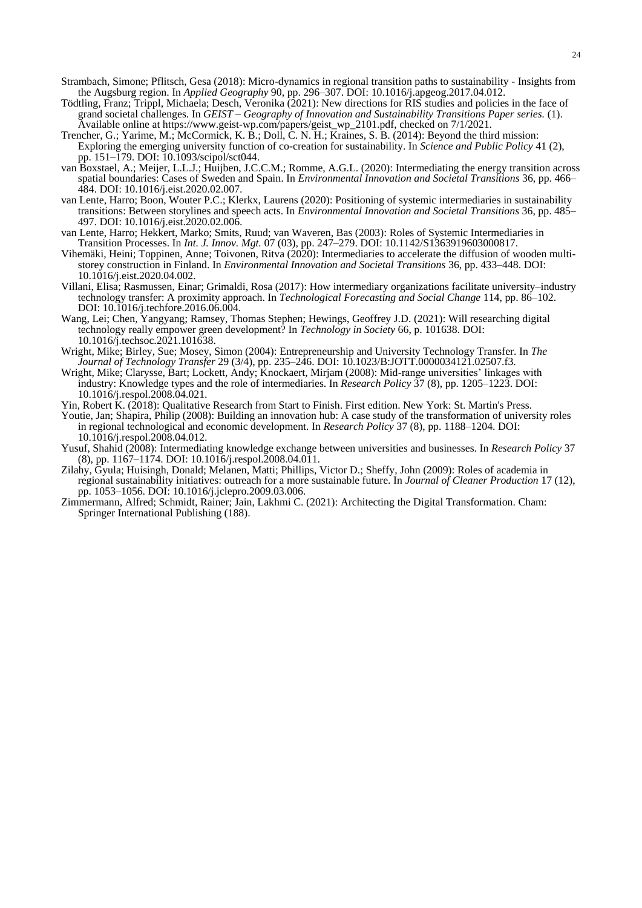Strambach, Simone; Pflitsch, Gesa (2018): Micro-dynamics in regional transition paths to sustainability - Insights from the Augsburg region. In *Applied Geography* 90, pp. 296–307. DOI: 10.1016/j.apgeog.2017.04.012.

Tödtling, Franz; Trippl, Michaela; Desch, Veronika (2021): New directions for RIS studies and policies in the face of grand societal challenges. In *GEIST – Geography of Innovation and Sustainability Transitions Paper series.* (1). Available online at https://www.geist-wp.com/papers/geist_wp_2101.pdf, checked on 7/1/2021.

Trencher, G.; Yarime, M.; McCormick, K. B.; Doll, C. N. H.; Kraines, S. B. (2014): Beyond the third mission: Exploring the emerging university function of co-creation for sustainability. In *Science and Public Policy* 41 (2), pp. 151–179. DOI: 10.1093/scipol/sct044.

van Boxstael, A.; Meijer, L.L.J.; Huijben, J.C.C.M.; Romme, A.G.L. (2020): Intermediating the energy transition across spatial boundaries: Cases of Sweden and Spain. In *Environmental Innovation and Societal Transitions* 36, pp. 466–484. DOI: 10.1016/j.eist.2020.02.007.

van Lente, Harro; Boon, Wouter P.C.; Klerkx, Laurens (2020): Positioning of systemic intermediaries in sustainability transitions: Between storylines and speech acts. In *Environmental Innovation and Societal Transitions* 36, pp. 485–497. DOI: 10.1016/j.eist.2020.02.006.

van Lente, Harro; Hekkert, Marko; Smits, Ruud; van Waveren, Bas (2003): Roles of Systemic Intermediaries in Transition Processes. In *Int. J. Innov. Mgt.* 07 (03), pp. 247–279. DOI: 10.1142/S1363919603000817.

Vihemäki, Heini; Toppinen, Anne; Toivonen, Ritva (2020): Intermediaries to accelerate the diffusion of wooden multi-storey construction in Finland. In *Environmental Innovation and Societal Transitions* 36, pp. 433–448. DOI: 10.1016/j.eist.2020.04.002.

Villani, Elisa; Rasmussen, Einar; Grimaldi, Rosa (2017): How intermediary organizations facilitate university–industry technology transfer: A proximity approach. In *Technological Forecasting and Social Change* 114, pp. 86–102. DOI: 10.1016/j.techfore.2016.06.004.

Wang, Lei; Chen, Yangyang; Ramsey, Thomas Stephen; Hewings, Geoffrey J.D. (2021): Will researching digital technology really empower green development? In *Technology in Society* 66, p. 101638. DOI: 10.1016/j.techsoc.2021.101638.

Wright, Mike; Birley, Sue; Mosey, Simon (2004): Entrepreneurship and University Technology Transfer. In *The Journal of Technology Transfer* 29 (3/4), pp. 235–246. DOI: 10.1023/B:JOTT.0000034121.02507.f3.

Wright, Mike; Clarysse, Bart; Lockett, Andy; Knockaert, Mirjam (2008): Mid-range universities' linkages with industry: Knowledge types and the role of intermediaries. In *Research Policy* 37 (8), pp. 1205–1223. DOI: 10.1016/j.respol.2008.04.021.

Yin, Robert K. (2018): Qualitative Research from Start to Finish. First edition. New York: St. Martin's Press.

Youtie, Jan; Shapira, Philip (2008): Building an innovation hub: A case study of the transformation of university roles in regional technological and economic development. In *Research Policy* 37 (8), pp. 1188–1204. DOI: 10.1016/j.respol.2008.04.012.

Yusuf, Shahid (2008): Intermediating knowledge exchange between universities and businesses. In *Research Policy* 37 (8), pp. 1167–1174. DOI: 10.1016/j.respol.2008.04.011.

Zilahy, Gyula; Huisingh, Donald; Melanen, Matti; Phillips, Victor D.; Sheffy, John (2009): Roles of academia in regional sustainability initiatives: outreach for a more sustainable future. In *Journal of Cleaner Production* 17 (12), pp. 1053–1056. DOI: 10.1016/j.jclepro.2009.03.006.

Zimmermann, Alfred; Schmidt, Rainer; Jain, Lakhmi C. (2021): Architecting the Digital Transformation. Cham: Springer International Publishing (188).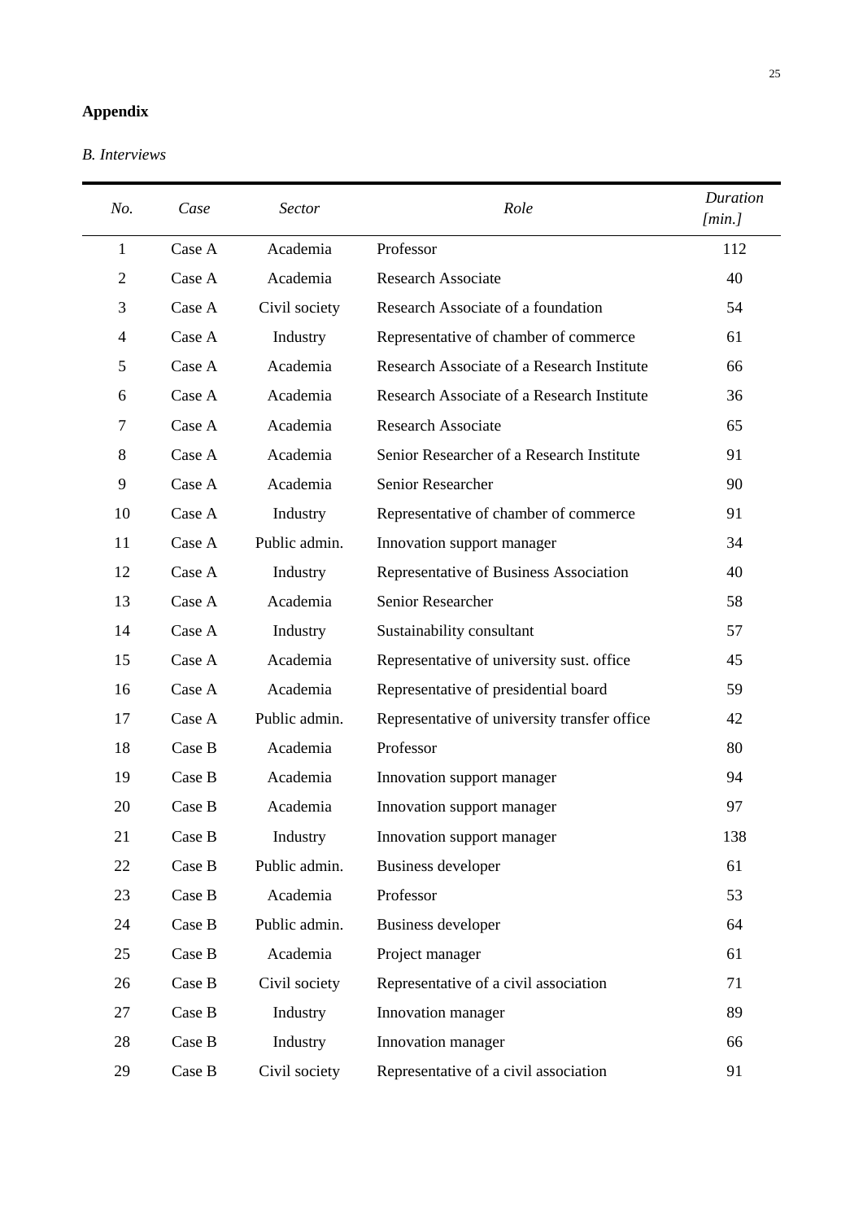## Appendix

*B. Interviews*

| *No.* | *Case* | *Sector* | *Role* | *Duration [min.]* |
|---|---|---|---|---|
| 1 | Case A | Academia | Professor | 112 |
| 2 | Case A | Academia | Research Associate | 40 |
| 3 | Case A | Civil society | Research Associate of a foundation | 54 |
| 4 | Case A | Industry | Representative of chamber of commerce | 61 |
| 5 | Case A | Academia | Research Associate of a Research Institute | 66 |
| 6 | Case A | Academia | Research Associate of a Research Institute | 36 |
| 7 | Case A | Academia | Research Associate | 65 |
| 8 | Case A | Academia | Senior Researcher of a Research Institute | 91 |
| 9 | Case A | Academia | Senior Researcher | 90 |
| 10 | Case A | Industry | Representative of chamber of commerce | 91 |
| 11 | Case A | Public admin. | Innovation support manager | 34 |
| 12 | Case A | Industry | Representative of Business Association | 40 |
| 13 | Case A | Academia | Senior Researcher | 58 |
| 14 | Case A | Industry | Sustainability consultant | 57 |
| 15 | Case A | Academia | Representative of university sust. office | 45 |
| 16 | Case A | Academia | Representative of presidential board | 59 |
| 17 | Case A | Public admin. | Representative of university transfer office | 42 |
| 18 | Case B | Academia | Professor | 80 |
| 19 | Case B | Academia | Innovation support manager | 94 |
| 20 | Case B | Academia | Innovation support manager | 97 |
| 21 | Case B | Industry | Innovation support manager | 138 |
| 22 | Case B | Public admin. | Business developer | 61 |
| 23 | Case B | Academia | Professor | 53 |
| 24 | Case B | Public admin. | Business developer | 64 |
| 25 | Case B | Academia | Project manager | 61 |
| 26 | Case B | Civil society | Representative of a civil association | 71 |
| 27 | Case B | Industry | Innovation manager | 89 |
| 28 | Case B | Industry | Innovation manager | 66 |
| 29 | Case B | Civil society | Representative of a civil association | 91 |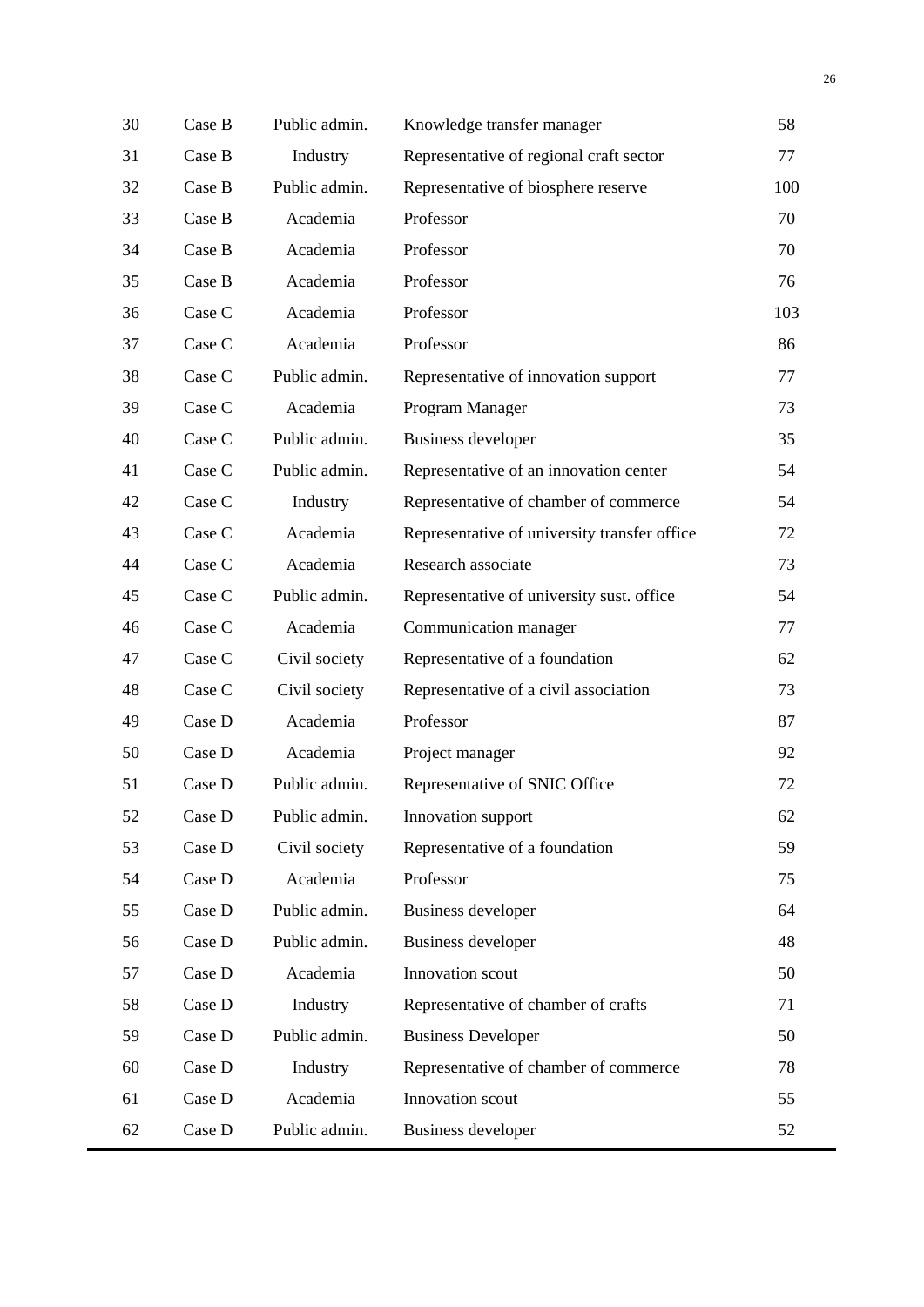| | | | | |
|---|---|---|---|---|
| 30 | Case B | Public admin. | Knowledge transfer manager | 58 |
| 31 | Case B | Industry | Representative of regional craft sector | 77 |
| 32 | Case B | Public admin. | Representative of biosphere reserve | 100 |
| 33 | Case B | Academia | Professor | 70 |
| 34 | Case B | Academia | Professor | 70 |
| 35 | Case B | Academia | Professor | 76 |
| 36 | Case C | Academia | Professor | 103 |
| 37 | Case C | Academia | Professor | 86 |
| 38 | Case C | Public admin. | Representative of innovation support | 77 |
| 39 | Case C | Academia | Program Manager | 73 |
| 40 | Case C | Public admin. | Business developer | 35 |
| 41 | Case C | Public admin. | Representative of an innovation center | 54 |
| 42 | Case C | Industry | Representative of chamber of commerce | 54 |
| 43 | Case C | Academia | Representative of university transfer office | 72 |
| 44 | Case C | Academia | Research associate | 73 |
| 45 | Case C | Public admin. | Representative of university sust. office | 54 |
| 46 | Case C | Academia | Communication manager | 77 |
| 47 | Case C | Civil society | Representative of a foundation | 62 |
| 48 | Case C | Civil society | Representative of a civil association | 73 |
| 49 | Case D | Academia | Professor | 87 |
| 50 | Case D | Academia | Project manager | 92 |
| 51 | Case D | Public admin. | Representative of SNIC Office | 72 |
| 52 | Case D | Public admin. | Innovation support | 62 |
| 53 | Case D | Civil society | Representative of a foundation | 59 |
| 54 | Case D | Academia | Professor | 75 |
| 55 | Case D | Public admin. | Business developer | 64 |
| 56 | Case D | Public admin. | Business developer | 48 |
| 57 | Case D | Academia | Innovation scout | 50 |
| 58 | Case D | Industry | Representative of chamber of crafts | 71 |
| 59 | Case D | Public admin. | Business Developer | 50 |
| 60 | Case D | Industry | Representative of chamber of commerce | 78 |
| 61 | Case D | Academia | Innovation scout | 55 |
| 62 | Case D | Public admin. | Business developer | 52 |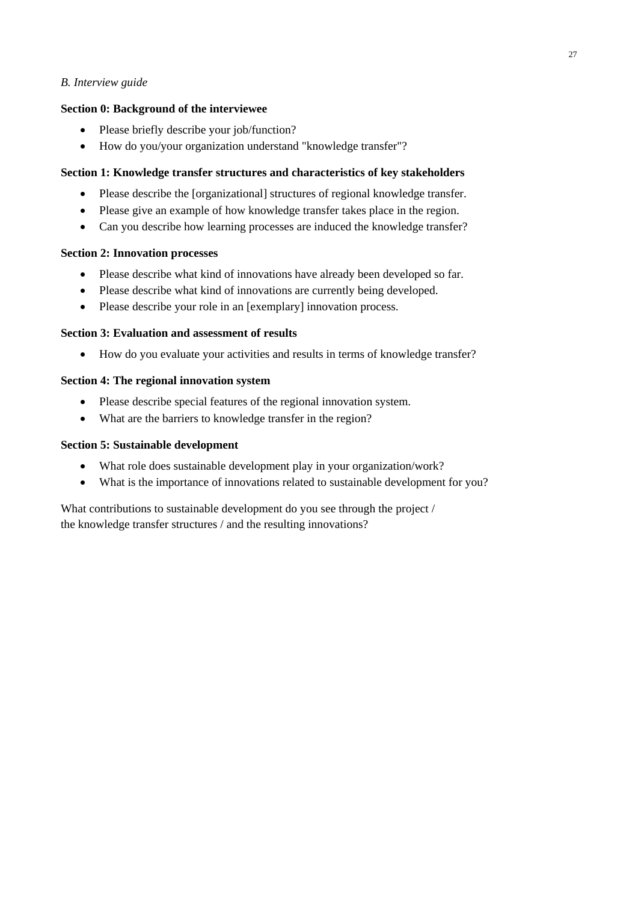*B. Interview guide*

**Section 0: Background of the interviewee**

- Please briefly describe your job/function?
- How do you/your organization understand "knowledge transfer"?

**Section 1: Knowledge transfer structures and characteristics of key stakeholders**

- Please describe the [organizational] structures of regional knowledge transfer.
- Please give an example of how knowledge transfer takes place in the region.
- Can you describe how learning processes are induced the knowledge transfer?

**Section 2: Innovation processes**

- Please describe what kind of innovations have already been developed so far.
- Please describe what kind of innovations are currently being developed.
- Please describe your role in an [exemplary] innovation process.

**Section 3: Evaluation and assessment of results**

- How do you evaluate your activities and results in terms of knowledge transfer?

**Section 4: The regional innovation system**

- Please describe special features of the regional innovation system.
- What are the barriers to knowledge transfer in the region?

**Section 5: Sustainable development**

- What role does sustainable development play in your organization/work?
- What is the importance of innovations related to sustainable development for you?

What contributions to sustainable development do you see through the project / the knowledge transfer structures / and the resulting innovations?